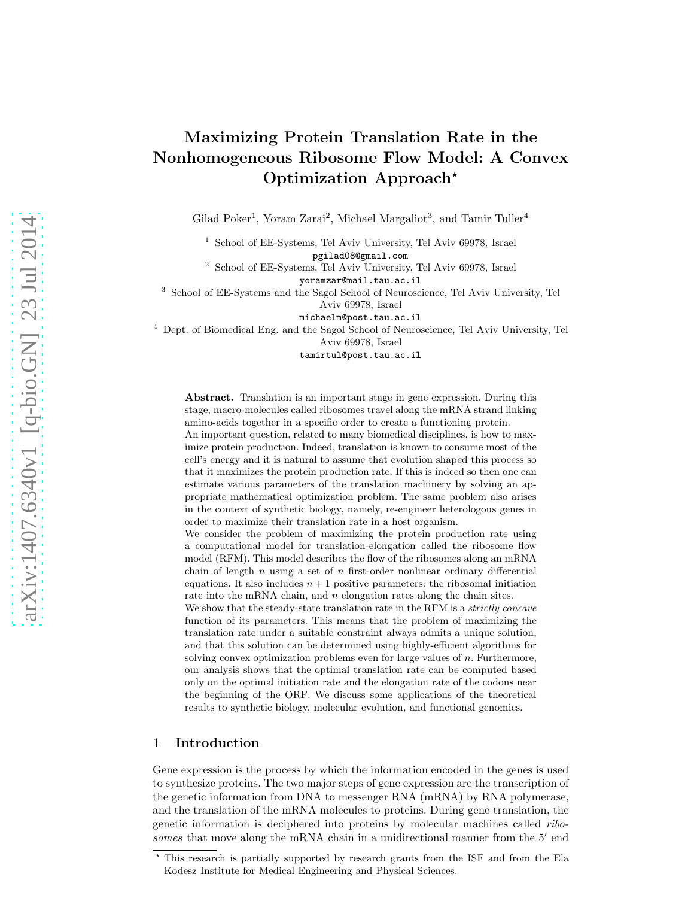# Maximizing Protein Translation Rate in the Nonhomogeneous Ribosome Flow Model: A Convex Optimization Approach*

Gilad Poker[1], Yoram Zarai[2], Michael Margaliot[3], and Tamir Tuller[4]

[1] School of EE-Systems, Tel Aviv University, Tel Aviv 69978, Israel
pgilad08@gmail.com

[2] School of EE-Systems, Tel Aviv University, Tel Aviv 69978, Israel
yoramzar@mail.tau.ac.il

[3] School of EE-Systems and the Sagol School of Neuroscience, Tel Aviv University, Tel Aviv 69978, Israel
michaelm@post.tau.ac.il

[4] Dept. of Biomedical Eng. and the Sagol School of Neuroscience, Tel Aviv University, Tel Aviv 69978, Israel
tamirtul@post.tau.ac.il

**Abstract.** Translation is an important stage in gene expression. During this stage, macro-molecules called ribosomes travel along the mRNA strand linking amino-acids together in a specific order to create a functioning protein.
An important question, related to many biomedical disciplines, is how to maximize protein production. Indeed, translation is known to consume most of the cell's energy and it is natural to assume that evolution shaped this process so that it maximizes the protein production rate. If this is indeed so then one can estimate various parameters of the translation machinery by solving an appropriate mathematical optimization problem. The same problem also arises in the context of synthetic biology, namely, re-engineer heterologous genes in order to maximize their translation rate in a host organism.
We consider the problem of maximizing the protein production rate using a computational model for translation-elongation called the ribosome flow model (RFM). This model describes the flow of the ribosomes along an mRNA chain of length $n$ using a set of $n$ first-order nonlinear ordinary differential equations. It also includes $n+1$ positive parameters: the ribosomal initiation rate into the mRNA chain, and $n$ elongation rates along the chain sites.
We show that the steady-state translation rate in the RFM is a *strictly concave* function of its parameters. This means that the problem of maximizing the translation rate under a suitable constraint always admits a unique solution, and that this solution can be determined using highly-efficient algorithms for solving convex optimization problems even for large values of $n$. Furthermore, our analysis shows that the optimal translation rate can be computed based only on the optimal initiation rate and the elongation rate of the codons near the beginning of the ORF. We discuss some applications of the theoretical results to synthetic biology, molecular evolution, and functional genomics.

## 1 Introduction

Gene expression is the process by which the information encoded in the genes is used to synthesize proteins. The two major steps of gene expression are the transcription of the genetic information from DNA to messenger RNA (mRNA) by RNA polymerase, and the translation of the mRNA molecules to proteins. During gene translation, the genetic information is deciphered into proteins by molecular machines called *ribosomes* that move along the mRNA chain in a unidirectional manner from the $5'$ end

* This research is partially supported by research grants from the ISF and from the Ela Kodesz Institute for Medical Engineering and Physical Sciences.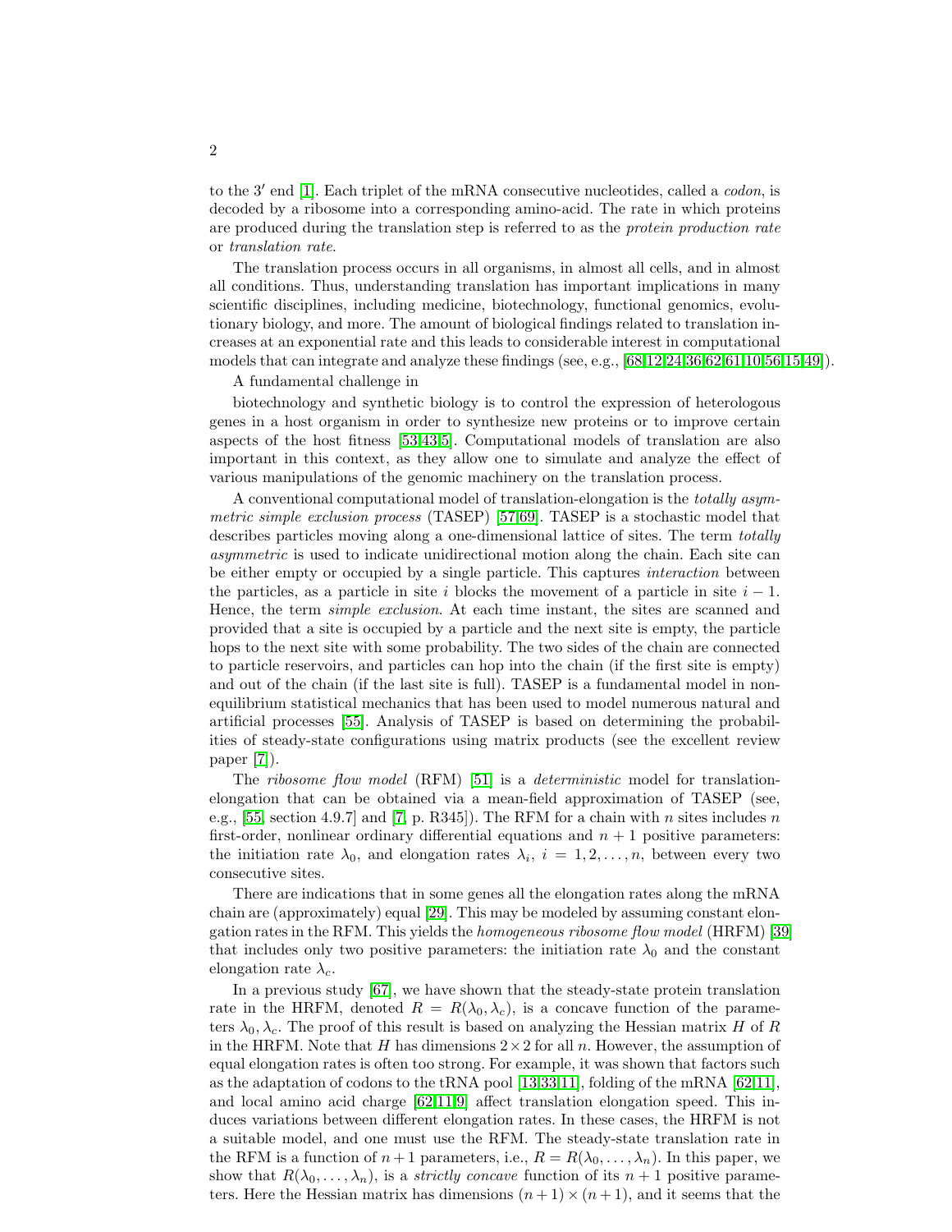to the 3′ end [1]. Each triplet of the mRNA consecutive nucleotides, called a *codon*, is decoded by a ribosome into a corresponding amino-acid. The rate in which proteins are produced during the translation step is referred to as the *protein production rate* or *translation rate*.

The translation process occurs in all organisms, in almost all cells, and in almost all conditions. Thus, understanding translation has important implications in many scientific disciplines, including medicine, biotechnology, functional genomics, evolutionary biology, and more. The amount of biological findings related to translation increases at an exponential rate and this leads to considerable interest in computational models that can integrate and analyze these findings (see, e.g., [68,12,24,36,62,61,10,56,15,49]).

A fundamental challenge in

biotechnology and synthetic biology is to control the expression of heterologous genes in a host organism in order to synthesize new proteins or to improve certain aspects of the host fitness [53,43,5]. Computational models of translation are also important in this context, as they allow one to simulate and analyze the effect of various manipulations of the genomic machinery on the translation process.

A conventional computational model of translation-elongation is the *totally asymmetric simple exclusion process* (TASEP) [57,69]. TASEP is a stochastic model that describes particles moving along a one-dimensional lattice of sites. The term *totally asymmetric* is used to indicate unidirectional motion along the chain. Each site can be either empty or occupied by a single particle. This captures *interaction* between the particles, as a particle in site $i$ blocks the movement of a particle in site $i-1$. Hence, the term *simple exclusion*. At each time instant, the sites are scanned and provided that a site is occupied by a particle and the next site is empty, the particle hops to the next site with some probability. The two sides of the chain are connected to particle reservoirs, and particles can hop into the chain (if the first site is empty) and out of the chain (if the last site is full). TASEP is a fundamental model in non-equilibrium statistical mechanics that has been used to model numerous natural and artificial processes [55]. Analysis of TASEP is based on determining the probabilities of steady-state configurations using matrix products (see the excellent review paper [7]).

The *ribosome flow model* (RFM) [51] is a *deterministic* model for translation-elongation that can be obtained via a mean-field approximation of TASEP (see, e.g., [55, section 4.9.7] and [7, p. R345]). The RFM for a chain with $n$ sites includes $n$ first-order, nonlinear ordinary differential equations and $n+1$ positive parameters: the initiation rate $\lambda_0$, and elongation rates $\lambda_i$, $i = 1, 2, \ldots, n$, between every two consecutive sites.

There are indications that in some genes all the elongation rates along the mRNA chain are (approximately) equal [29]. This may be modeled by assuming constant elongation rates in the RFM. This yields the *homogeneous ribosome flow model* (HRFM) [39] that includes only two positive parameters: the initiation rate $\lambda_0$ and the constant elongation rate $\lambda_c$.

In a previous study [67], we have shown that the steady-state protein translation rate in the HRFM, denoted $R = R(\lambda_0, \lambda_c)$, is a concave function of the parameters $\lambda_0, \lambda_c$. The proof of this result is based on analyzing the Hessian matrix $H$ of $R$ in the HRFM. Note that $H$ has dimensions $2 \times 2$ for all $n$. However, the assumption of equal elongation rates is often too strong. For example, it was shown that factors such as the adaptation of codons to the tRNA pool [13,33,11], folding of the mRNA [62,11], and local amino acid charge [62,11,9] affect translation elongation speed. This induces variations between different elongation rates. In these cases, the HRFM is not a suitable model, and one must use the RFM. The steady-state translation rate in the RFM is a function of $n+1$ parameters, i.e., $R = R(\lambda_0, \ldots, \lambda_n)$. In this paper, we show that $R(\lambda_0, \ldots, \lambda_n)$, is a *strictly concave* function of its $n+1$ positive parameters. Here the Hessian matrix has dimensions $(n+1) \times (n+1)$, and it seems that the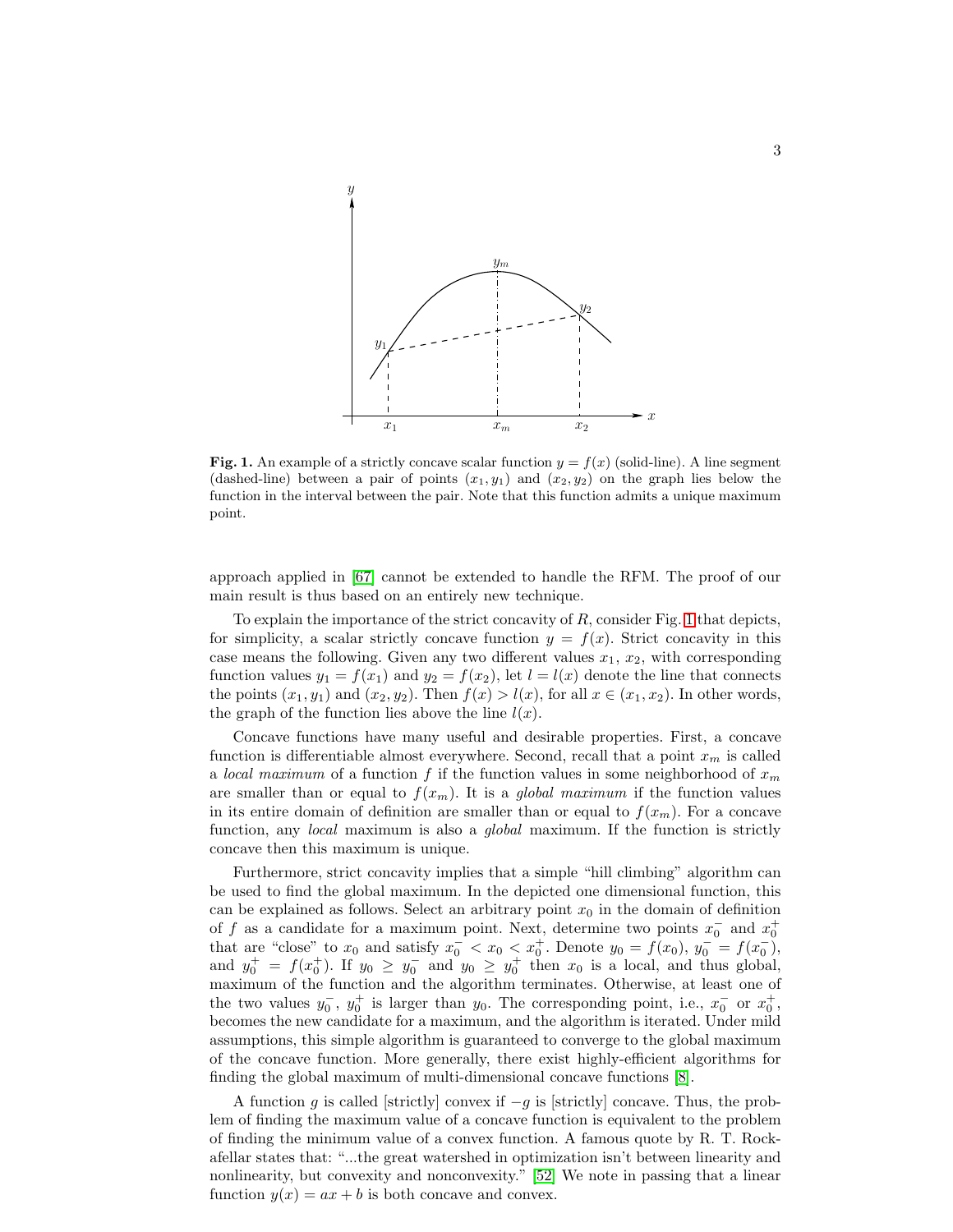**Fig. 1.** An example of a strictly concave scalar function $y = f(x)$ (solid-line). A line segment (dashed-line) between a pair of points $(x_1, y_1)$ and $(x_2, y_2)$ on the graph lies below the function in the interval between the pair. Note that this function admits a unique maximum point.

approach applied in [67] cannot be extended to handle the RFM. The proof of our main result is thus based on an entirely new technique.

To explain the importance of the strict concavity of $R$, consider Fig. 1 that depicts, for simplicity, a scalar strictly concave function $y = f(x)$. Strict concavity in this case means the following. Given any two different values $x_1$, $x_2$, with corresponding function values $y_1 = f(x_1)$ and $y_2 = f(x_2)$, let $l = l(x)$ denote the line that connects the points $(x_1, y_1)$ and $(x_2, y_2)$. Then $f(x) > l(x)$, for all $x \in (x_1, x_2)$. In other words, the graph of the function lies above the line $l(x)$.

Concave functions have many useful and desirable properties. First, a concave function is differentiable almost everywhere. Second, recall that a point $x_m$ is called a *local maximum* of a function $f$ if the function values in some neighborhood of $x_m$ are smaller than or equal to $f(x_m)$. It is a *global maximum* if the function values in its entire domain of definition are smaller than or equal to $f(x_m)$. For a concave function, any *local* maximum is also a *global* maximum. If the function is strictly concave then this maximum is unique.

Furthermore, strict concavity implies that a simple "hill climbing" algorithm can be used to find the global maximum. In the depicted one dimensional function, this can be explained as follows. Select an arbitrary point $x_0$ in the domain of definition of $f$ as a candidate for a maximum point. Next, determine two points $x_0^-$ and $x_0^+$ that are "close" to $x_0$ and satisfy $x_0^- < x_0 < x_0^+$. Denote $y_0 = f(x_0)$, $y_0^- = f(x_0^-)$, and $y_0^+ = f(x_0^+)$. If $y_0 \geq y_0^-$ and $y_0 \geq y_0^+$ then $x_0$ is a local, and thus global, maximum of the function and the algorithm terminates. Otherwise, at least one of the two values $y_0^-$, $y_0^+$ is larger than $y_0$. The corresponding point, i.e., $x_0^-$ or $x_0^+$, becomes the new candidate for a maximum, and the algorithm is iterated. Under mild assumptions, this simple algorithm is guaranteed to converge to the global maximum of the concave function. More generally, there exist highly-efficient algorithms for finding the global maximum of multi-dimensional concave functions [8].

A function $g$ is called [strictly] convex if $-g$ is [strictly] concave. Thus, the problem of finding the maximum value of a concave function is equivalent to the problem of finding the minimum value of a convex function. A famous quote by R. T. Rockafellar states that: "...the great watershed in optimization isn't between linearity and nonlinearity, but convexity and nonconvexity." [52] We note in passing that a linear function $y(x) = ax + b$ is both concave and convex.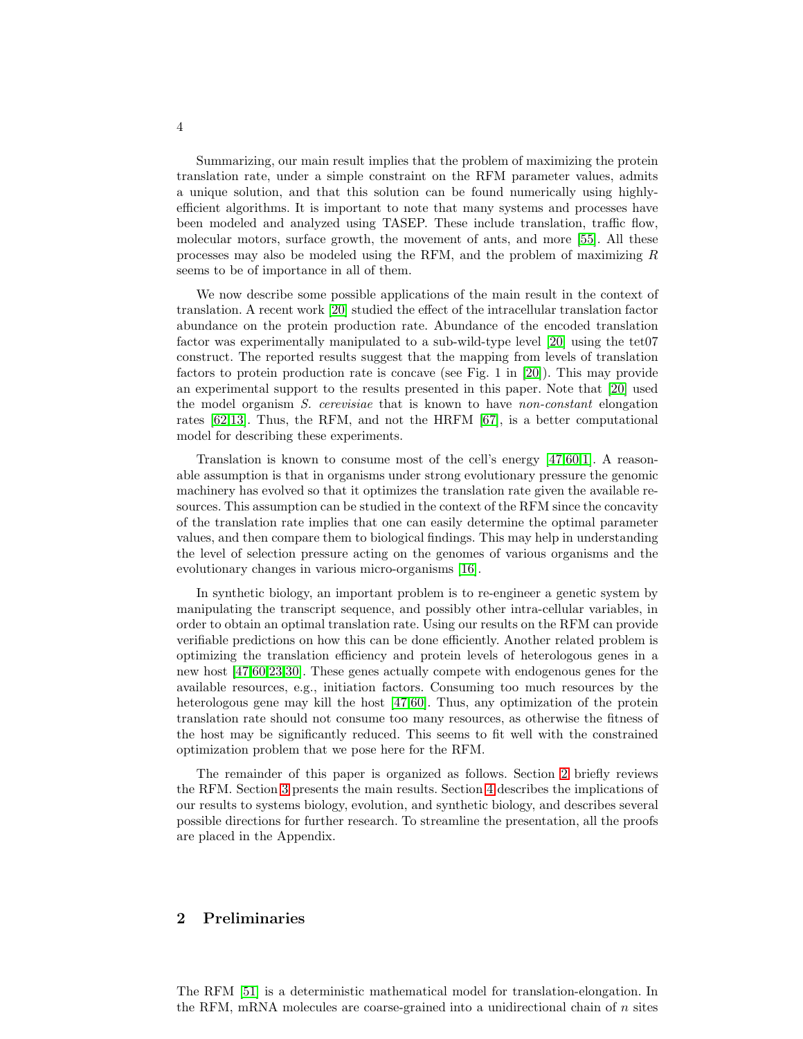Summarizing, our main result implies that the problem of maximizing the protein translation rate, under a simple constraint on the RFM parameter values, admits a unique solution, and that this solution can be found numerically using highly-efficient algorithms. It is important to note that many systems and processes have been modeled and analyzed using TASEP. These include translation, traffic flow, molecular motors, surface growth, the movement of ants, and more [55]. All these processes may also be modeled using the RFM, and the problem of maximizing $R$ seems to be of importance in all of them.

We now describe some possible applications of the main result in the context of translation. A recent work [20] studied the effect of the intracellular translation factor abundance on the protein production rate. Abundance of the encoded translation factor was experimentally manipulated to a sub-wild-type level [20] using the tet07 construct. The reported results suggest that the mapping from levels of translation factors to protein production rate is concave (see Fig. 1 in [20]). This may provide an experimental support to the results presented in this paper. Note that [20] used the model organism *S. cerevisiae* that is known to have *non-constant* elongation rates [62,13]. Thus, the RFM, and not the HRFM [67], is a better computational model for describing these experiments.

Translation is known to consume most of the cell's energy [47,60,1]. A reasonable assumption is that in organisms under strong evolutionary pressure the genomic machinery has evolved so that it optimizes the translation rate given the available resources. This assumption can be studied in the context of the RFM since the concavity of the translation rate implies that one can easily determine the optimal parameter values, and then compare them to biological findings. This may help in understanding the level of selection pressure acting on the genomes of various organisms and the evolutionary changes in various micro-organisms [16].

In synthetic biology, an important problem is to re-engineer a genetic system by manipulating the transcript sequence, and possibly other intra-cellular variables, in order to obtain an optimal translation rate. Using our results on the RFM can provide verifiable predictions on how this can be done efficiently. Another related problem is optimizing the translation efficiency and protein levels of heterologous genes in a new host [47,60,23,30]. These genes actually compete with endogenous genes for the available resources, e.g., initiation factors. Consuming too much resources by the heterologous gene may kill the host [47,60]. Thus, any optimization of the protein translation rate should not consume too many resources, as otherwise the fitness of the host may be significantly reduced. This seems to fit well with the constrained optimization problem that we pose here for the RFM.

The remainder of this paper is organized as follows. Section 2 briefly reviews the RFM. Section 3 presents the main results. Section 4 describes the implications of our results to systems biology, evolution, and synthetic biology, and describes several possible directions for further research. To streamline the presentation, all the proofs are placed in the Appendix.

## 2 Preliminaries

The RFM [51] is a deterministic mathematical model for translation-elongation. In the RFM, mRNA molecules are coarse-grained into a unidirectional chain of $n$ sites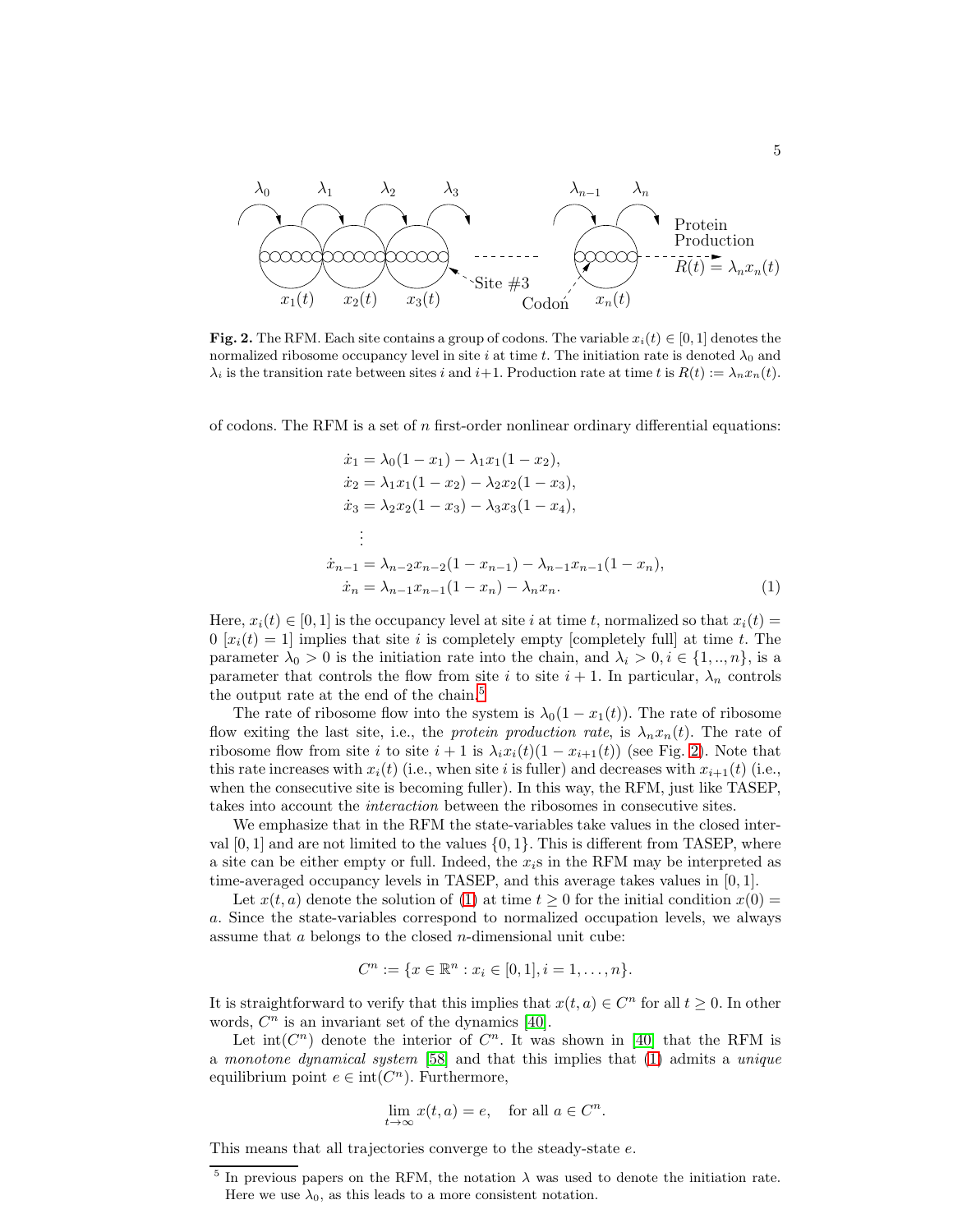**Fig. 2.** The RFM. Each site contains a group of codons. The variable $x_i(t) \in [0,1]$ denotes the normalized ribosome occupancy level in site $i$ at time $t$. The initiation rate is denoted $\lambda_0$ and $\lambda_i$ is the transition rate between sites $i$ and $i+1$. Production rate at time $t$ is $R(t) := \lambda_n x_n(t)$.

of codons. The RFM is a set of $n$ first-order nonlinear ordinary differential equations:

$$
\begin{aligned}
\dot{x}_1 &= \lambda_0(1-x_1) - \lambda_1 x_1(1-x_2),\\
\dot{x}_2 &= \lambda_1 x_1(1-x_2) - \lambda_2 x_2(1-x_3),\\
\dot{x}_3 &= \lambda_2 x_2(1-x_3) - \lambda_3 x_3(1-x_4),\\
&\vdots\\
\dot{x}_{n-1} &= \lambda_{n-2} x_{n-2}(1-x_{n-1}) - \lambda_{n-1} x_{n-1}(1-x_n),\\
\dot{x}_n &= \lambda_{n-1} x_{n-1}(1-x_n) - \lambda_n x_n.
\end{aligned}
\tag{1}
$$

Here, $x_i(t) \in [0,1]$ is the occupancy level at site $i$ at time $t$, normalized so that $x_i(t) = 0$ [$x_i(t) = 1$] implies that site $i$ is completely empty [completely full] at time $t$. The parameter $\lambda_0 > 0$ is the initiation rate into the chain, and $\lambda_i > 0, i \in \{1,..,n\}$, is a parameter that controls the flow from site $i$ to site $i+1$. In particular, $\lambda_n$ controls the output rate at the end of the chain.[5]

The rate of ribosome flow into the system is $\lambda_0(1-x_1(t))$. The rate of ribosome flow exiting the last site, i.e., the *protein production rate*, is $\lambda_n x_n(t)$. The rate of ribosome flow from site $i$ to site $i+1$ is $\lambda_i x_i(t)(1-x_{i+1}(t))$ (see Fig. 2). Note that this rate increases with $x_i(t)$ (i.e., when site $i$ is fuller) and decreases with $x_{i+1}(t)$ (i.e., when the consecutive site is becoming fuller). In this way, the RFM, just like TASEP, takes into account the *interaction* between the ribosomes in consecutive sites.

We emphasize that in the RFM the state-variables take values in the closed interval $[0,1]$ and are not limited to the values $\{0,1\}$. This is different from TASEP, where a site can be either empty or full. Indeed, the $x_i$s in the RFM may be interpreted as time-averaged occupancy levels in TASEP, and this average takes values in $[0,1]$.

Let $x(t,a)$ denote the solution of (1) at time $t \geq 0$ for the initial condition $x(0) = a$. Since the state-variables correspond to normalized occupation levels, we always assume that $a$ belongs to the closed $n$-dimensional unit cube:

$$
C^n := \{x \in \mathbb{R}^n : x_i \in [0,1], i = 1,\dots,n\}.
$$

It is straightforward to verify that this implies that $x(t,a) \in C^n$ for all $t \geq 0$. In other words, $C^n$ is an invariant set of the dynamics [40].

Let $\text{int}(C^n)$ denote the interior of $C^n$. It was shown in [40] that the RFM is a *monotone dynamical system* [58] and that this implies that (1) admits a *unique* equilibrium point $e \in \text{int}(C^n)$. Furthermore,

$$
\lim_{t\to\infty} x(t,a) = e, \quad \text{for all } a \in C^n.
$$

This means that all trajectories converge to the steady-state $e$.

[5] In previous papers on the RFM, the notation $\lambda$ was used to denote the initiation rate. Here we use $\lambda_0$, as this leads to a more consistent notation.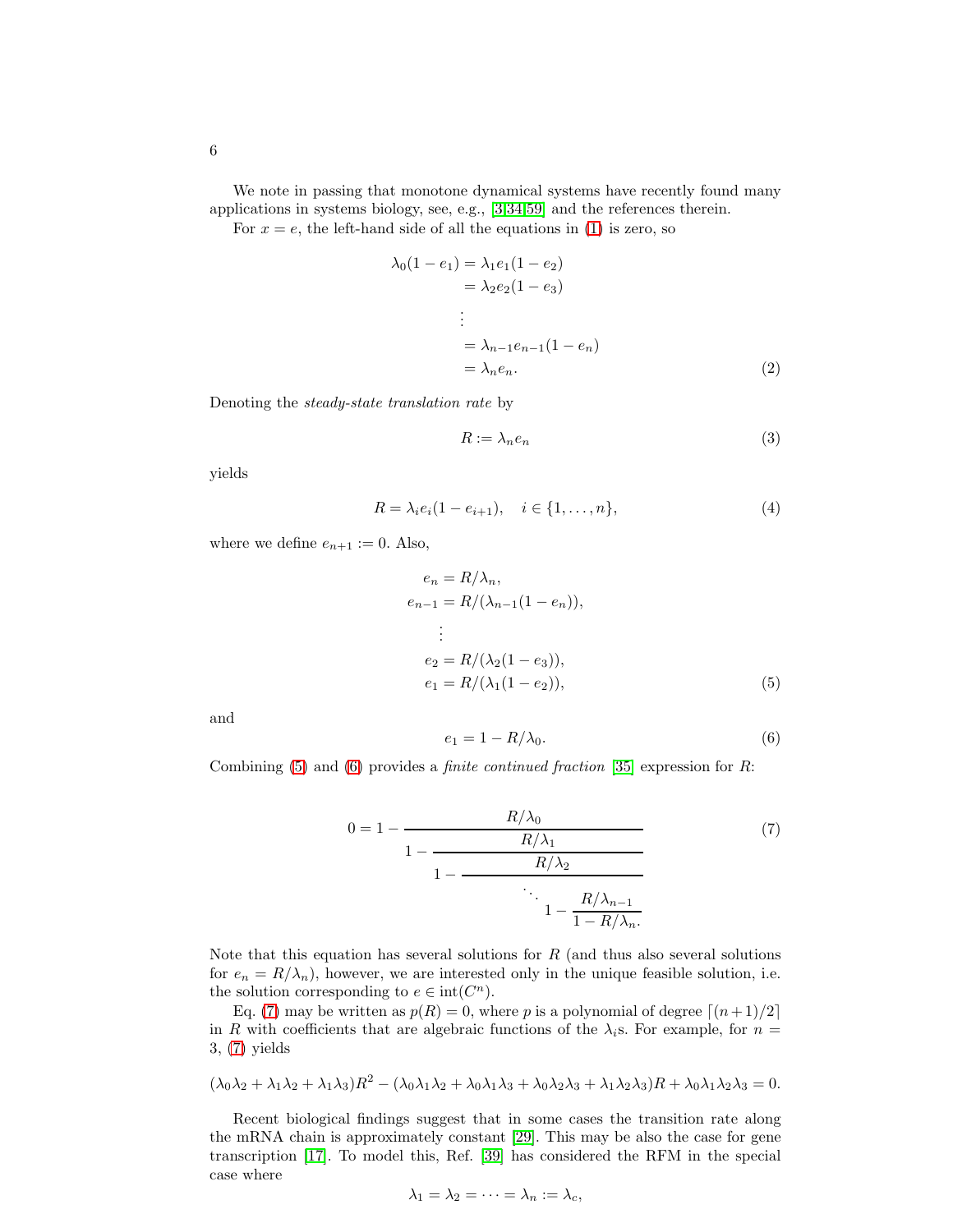We note in passing that monotone dynamical systems have recently found many applications in systems biology, see, e.g., [3,34,59] and the references therein.

For $x = e$, the left-hand side of all the equations in (1) is zero, so

$$
\begin{aligned}
\lambda_0(1-e_1) &= \lambda_1 e_1(1-e_2) \\
&= \lambda_2 e_2(1-e_3) \\
&\vdots \\
&= \lambda_{n-1} e_{n-1}(1-e_n) \\
&= \lambda_n e_n.
\end{aligned} \tag{2}
$$

Denoting the *steady-state translation rate* by

$$
R := \lambda_n e_n \tag{3}
$$

yields

$$
R = \lambda_i e_i (1 - e_{i+1}), \quad i \in \{1, \ldots, n\}, \tag{4}
$$

where we define $e_{n+1} := 0$. Also,

$$
\begin{aligned}
e_n &= R/\lambda_n, \\
e_{n-1} &= R/(\lambda_{n-1}(1-e_n)), \\
&\vdots \\
e_2 &= R/(\lambda_2(1-e_3)), \\
e_1 &= R/(\lambda_1(1-e_2)),
\end{aligned} \tag{5}
$$

and

$$
e_1 = 1 - R/\lambda_0. \tag{6}
$$

Combining (5) and (6) provides a *finite continued fraction* [35] expression for $R$:

$$
0 = 1 - \cfrac{R/\lambda_0}{1 - \cfrac{R/\lambda_1}{1 - \cfrac{R/\lambda_2}{\ddots \; 1 - \cfrac{R/\lambda_{n-1}}{1 - R/\lambda_n.}}}} \tag{7}
$$

Note that this equation has several solutions for $R$ (and thus also several solutions for $e_n = R/\lambda_n$), however, we are interested only in the unique feasible solution, i.e. the solution corresponding to $e \in \text{int}(C^n)$.

Eq. (7) may be written as $p(R) = 0$, where $p$ is a polynomial of degree $\lceil (n+1)/2 \rceil$ in $R$ with coefficients that are algebraic functions of the $\lambda_i$s. For example, for $n = 3$, (7) yields

$$
(\lambda_0\lambda_2 + \lambda_1\lambda_2 + \lambda_1\lambda_3)R^2 - (\lambda_0\lambda_1\lambda_2 + \lambda_0\lambda_1\lambda_3 + \lambda_0\lambda_2\lambda_3 + \lambda_1\lambda_2\lambda_3)R + \lambda_0\lambda_1\lambda_2\lambda_3 = 0.
$$

Recent biological findings suggest that in some cases the transition rate along the mRNA chain is approximately constant [29]. This may be also the case for gene transcription [17]. To model this, Ref. [39] has considered the RFM in the special case where

$$
\lambda_1 = \lambda_2 = \cdots = \lambda_n := \lambda_c,
$$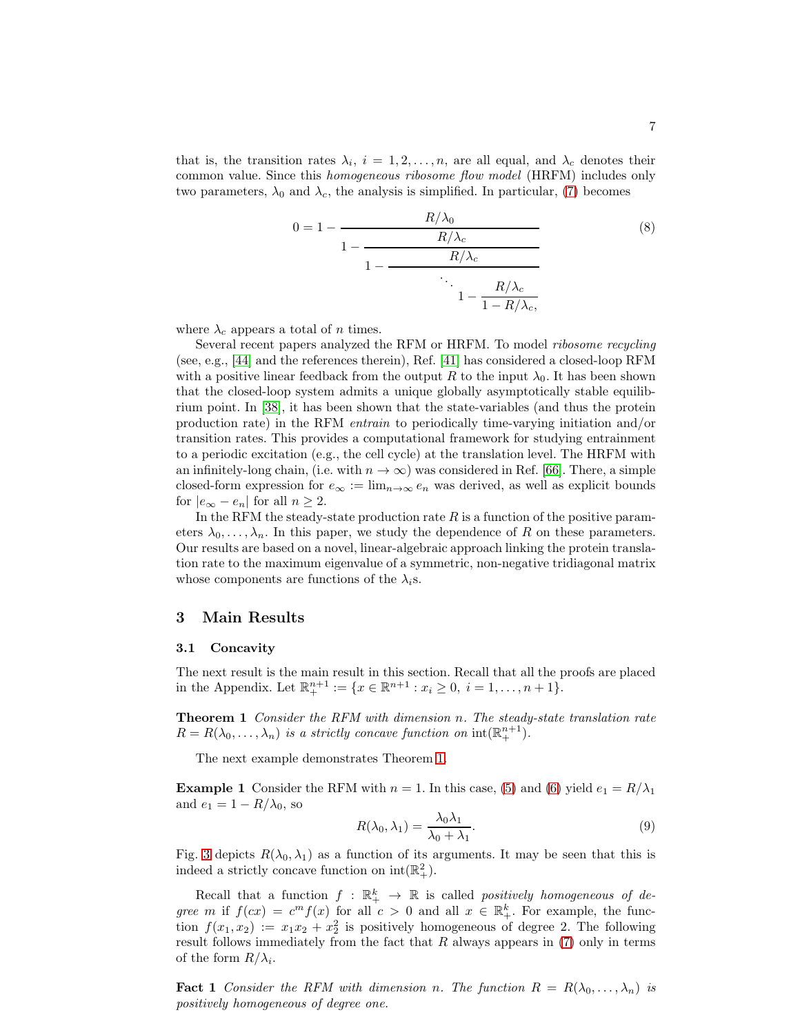that is, the transition rates $\lambda_i$, $i = 1, 2, \dots, n$, are all equal, and $\lambda_c$ denotes their common value. Since this *homogeneous ribosome flow model* (HRFM) includes only two parameters, $\lambda_0$ and $\lambda_c$, the analysis is simplified. In particular, (7) becomes

$$0 = 1 - \cfrac{R/\lambda_0}{1 - \cfrac{R/\lambda_c}{1 - \cfrac{R/\lambda_c}{\ddots\, 1 - \cfrac{R/\lambda_c}{1 - R/\lambda_c,}}}} \tag{8}$$

where $\lambda_c$ appears a total of $n$ times.

Several recent papers analyzed the RFM or HRFM. To model *ribosome recycling* (see, e.g., [44] and the references therein), Ref. [41] has considered a closed-loop RFM with a positive linear feedback from the output $R$ to the input $\lambda_0$. It has been shown that the closed-loop system admits a unique globally asymptotically stable equilibrium point. In [38], it has been shown that the state-variables (and thus the protein production rate) in the RFM *entrain* to periodically time-varying initiation and/or transition rates. This provides a computational framework for studying entrainment to a periodic excitation (e.g., the cell cycle) at the translation level. The HRFM with an infinitely-long chain, (i.e. with $n \to \infty$) was considered in Ref. [66]. There, a simple closed-form expression for $e_\infty := \lim_{n\to\infty} e_n$ was derived, as well as explicit bounds for $|e_\infty - e_n|$ for all $n \geq 2$.

In the RFM the steady-state production rate $R$ is a function of the positive parameters $\lambda_0, \dots, \lambda_n$. In this paper, we study the dependence of $R$ on these parameters. Our results are based on a novel, linear-algebraic approach linking the protein translation rate to the maximum eigenvalue of a symmetric, non-negative tridiagonal matrix whose components are functions of the $\lambda_i$s.

## 3 Main Results

### 3.1 Concavity

The next result is the main result in this section. Recall that all the proofs are placed in the Appendix. Let $\mathbb{R}^{n+1}_+ := \{x \in \mathbb{R}^{n+1} : x_i \geq 0,\ i = 1, \dots, n+1\}$.

**Theorem 1** *Consider the RFM with dimension $n$. The steady-state translation rate $R = R(\lambda_0, \dots, \lambda_n)$ is a strictly concave function on $\operatorname{int}(\mathbb{R}^{n+1}_+)$.*

The next example demonstrates Theorem 1.

**Example 1** Consider the RFM with $n = 1$. In this case, (5) and (6) yield $e_1 = R/\lambda_1$ and $e_1 = 1 - R/\lambda_0$, so

$$R(\lambda_0, \lambda_1) = \frac{\lambda_0 \lambda_1}{\lambda_0 + \lambda_1}. \tag{9}$$

Fig. 3 depicts $R(\lambda_0, \lambda_1)$ as a function of its arguments. It may be seen that this is indeed a strictly concave function on $\operatorname{int}(\mathbb{R}^2_+)$.

Recall that a function $f : \mathbb{R}^k_+ \to \mathbb{R}$ is called *positively homogeneous of degree $m$* if $f(cx) = c^m f(x)$ for all $c > 0$ and all $x \in \mathbb{R}^k_+$. For example, the function $f(x_1, x_2) := x_1 x_2 + x_2^2$ is positively homogeneous of degree 2. The following result follows immediately from the fact that $R$ always appears in (7) only in terms of the form $R/\lambda_i$.

**Fact 1** *Consider the RFM with dimension $n$. The function $R = R(\lambda_0, \dots, \lambda_n)$ is positively homogeneous of degree one.*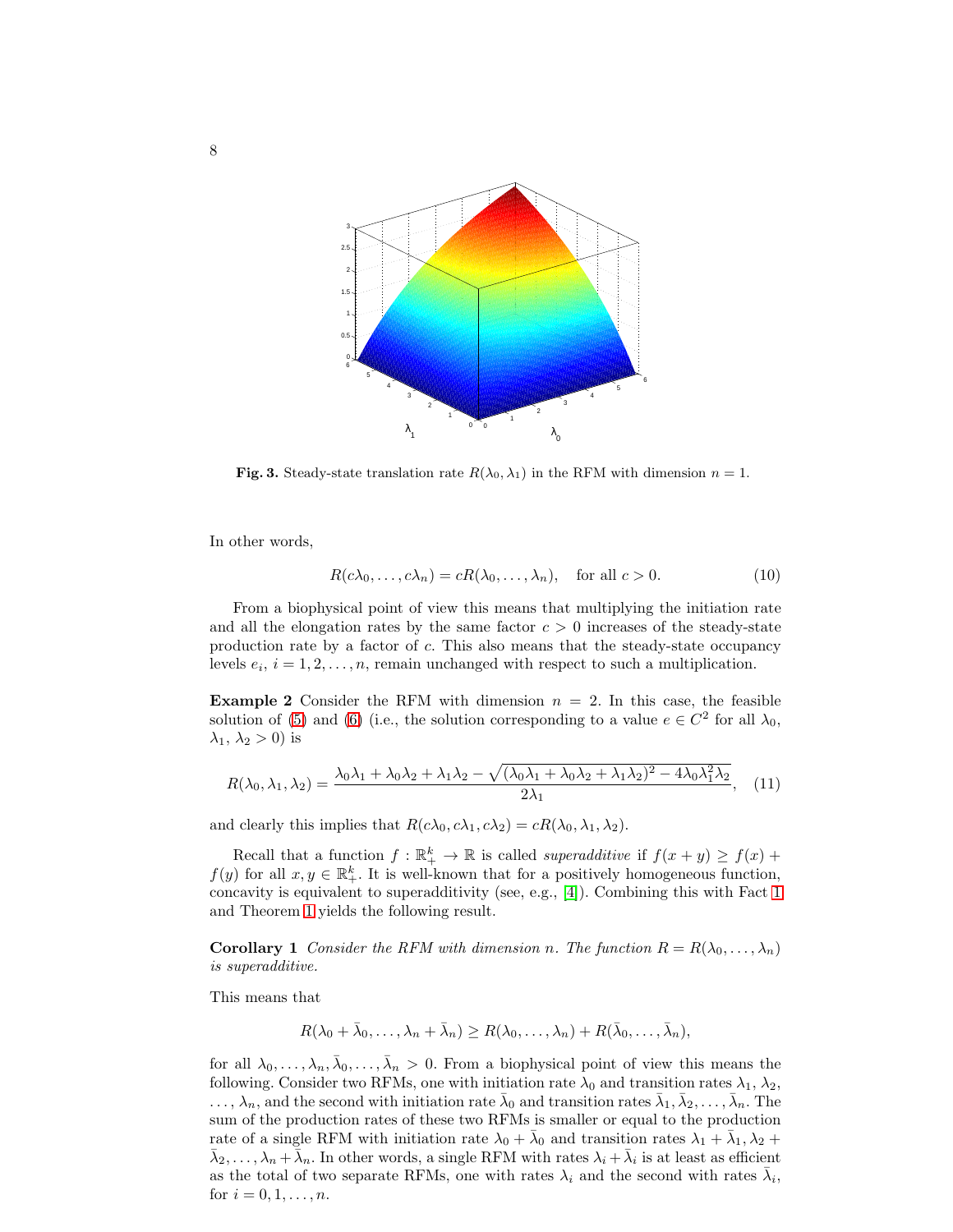**Fig. 3.** Steady-state translation rate $R(\lambda_0, \lambda_1)$ in the RFM with dimension $n = 1$.

In other words,

$$R(c\lambda_0, \ldots, c\lambda_n) = cR(\lambda_0, \ldots, \lambda_n), \quad \text{for all } c > 0. \tag{10}$$

From a biophysical point of view this means that multiplying the initiation rate and all the elongation rates by the same factor $c > 0$ increases of the steady-state production rate by a factor of $c$. This also means that the steady-state occupancy levels $e_i$, $i = 1, 2, \ldots, n$, remain unchanged with respect to such a multiplication.

**Example 2** Consider the RFM with dimension $n = 2$. In this case, the feasible solution of (5) and (6) (i.e., the solution corresponding to a value $e \in C^2$ for all $\lambda_0$, $\lambda_1$, $\lambda_2 > 0$) is

$$R(\lambda_0, \lambda_1, \lambda_2) = \frac{\lambda_0\lambda_1 + \lambda_0\lambda_2 + \lambda_1\lambda_2 - \sqrt{(\lambda_0\lambda_1 + \lambda_0\lambda_2 + \lambda_1\lambda_2)^2 - 4\lambda_0\lambda_1^2\lambda_2}}{2\lambda_1}, \tag{11}$$

and clearly this implies that $R(c\lambda_0, c\lambda_1, c\lambda_2) = cR(\lambda_0, \lambda_1, \lambda_2)$.

Recall that a function $f : \mathbb{R}_+^k \to \mathbb{R}$ is called *superadditive* if $f(x + y) \geq f(x) + f(y)$ for all $x, y \in \mathbb{R}_+^k$. It is well-known that for a positively homogeneous function, concavity is equivalent to superadditivity (see, e.g., [4]). Combining this with Fact 1 and Theorem 1 yields the following result.

**Corollary 1** *Consider the RFM with dimension $n$. The function $R = R(\lambda_0, \ldots, \lambda_n)$ is superadditive.*

This means that

$$R(\lambda_0 + \bar{\lambda}_0, \ldots, \lambda_n + \bar{\lambda}_n) \geq R(\lambda_0, \ldots, \lambda_n) + R(\bar{\lambda}_0, \ldots, \bar{\lambda}_n),$$

for all $\lambda_0, \ldots, \lambda_n, \bar{\lambda}_0, \ldots, \bar{\lambda}_n > 0$. From a biophysical point of view this means the following. Consider two RFMs, one with initiation rate $\lambda_0$ and transition rates $\lambda_1$, $\lambda_2$, $\ldots$, $\lambda_n$, and the second with initiation rate $\bar{\lambda}_0$ and transition rates $\bar{\lambda}_1, \bar{\lambda}_2, \ldots, \bar{\lambda}_n$. The sum of the production rates of these two RFMs is smaller or equal to the production rate of a single RFM with initiation rate $\lambda_0 + \bar{\lambda}_0$ and transition rates $\lambda_1 + \bar{\lambda}_1, \lambda_2 + \bar{\lambda}_2, \ldots, \lambda_n + \bar{\lambda}_n$. In other words, a single RFM with rates $\lambda_i + \bar{\lambda}_i$ is at least as efficient as the total of two separate RFMs, one with rates $\lambda_i$ and the second with rates $\bar{\lambda}_i$, for $i = 0, 1, \ldots, n$.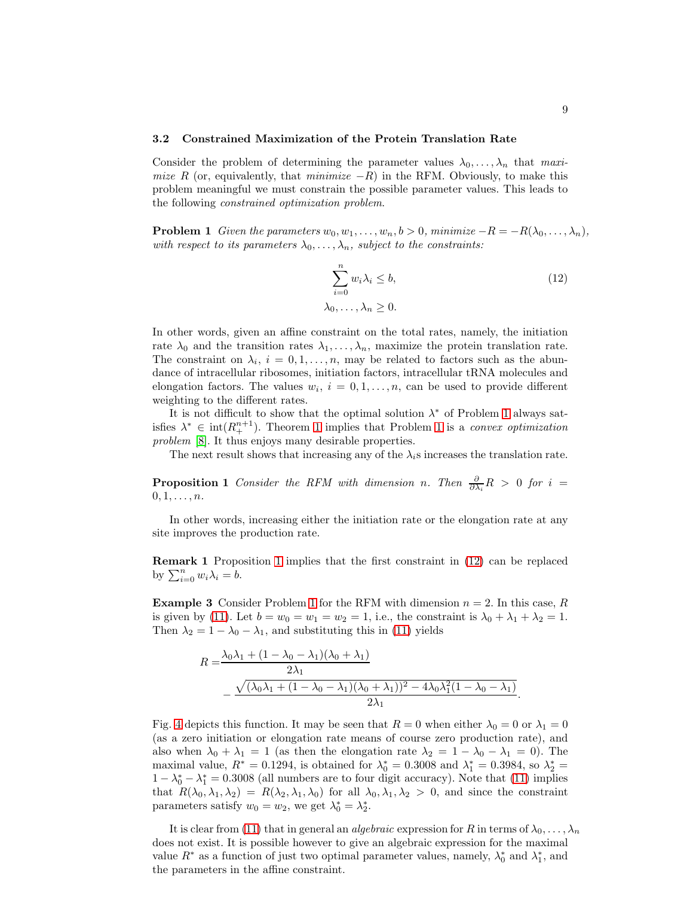### 3.2 Constrained Maximization of the Protein Translation Rate

Consider the problem of determining the parameter values $\lambda_0, \dots, \lambda_n$ that *maximize* $R$ (or, equivalently, that *minimize* $-R$) in the RFM. Obviously, to make this problem meaningful we must constrain the possible parameter values. This leads to the following *constrained optimization problem.*

**Problem 1** *Given the parameters $w_0, w_1, \dots, w_n, b > 0$, minimize $-R = -R(\lambda_0, \dots, \lambda_n)$, with respect to its parameters $\lambda_0, \dots, \lambda_n$, subject to the constraints:*

$$
\begin{aligned}
\sum_{i=0}^{n} w_i \lambda_i &\leq b, \\
\lambda_0, \dots, \lambda_n &\geq 0.
\end{aligned}
\tag{12}
$$

In other words, given an affine constraint on the total rates, namely, the initiation rate $\lambda_0$ and the transition rates $\lambda_1, \dots, \lambda_n$, maximize the protein translation rate. The constraint on $\lambda_i$, $i = 0, 1, \dots, n$, may be related to factors such as the abundance of intracellular ribosomes, initiation factors, intracellular tRNA molecules and elongation factors. The values $w_i$, $i = 0, 1, \dots, n$, can be used to provide different weighting to the different rates.

It is not difficult to show that the optimal solution $\lambda^*$ of Problem 1 always satisfies $\lambda^* \in \text{int}(R_+^{n+1})$. Theorem 1 implies that Problem 1 is a *convex optimization problem* [8]. It thus enjoys many desirable properties.

The next result shows that increasing any of the $\lambda_i$s increases the translation rate.

**Proposition 1** *Consider the RFM with dimension $n$. Then $\frac{\partial}{\partial \lambda_i} R > 0$ for $i = 0, 1, \dots, n$.*

In other words, increasing either the initiation rate or the elongation rate at any site improves the production rate.

**Remark 1** Proposition 1 implies that the first constraint in (12) can be replaced by $\sum_{i=0}^{n} w_i \lambda_i = b$.

**Example 3** Consider Problem 1 for the RFM with dimension $n = 2$. In this case, $R$ is given by (11). Let $b = w_0 = w_1 = w_2 = 1$, i.e., the constraint is $\lambda_0 + \lambda_1 + \lambda_2 = 1$. Then $\lambda_2 = 1 - \lambda_0 - \lambda_1$, and substituting this in (11) yields

$$
\begin{aligned}
R = & \frac{\lambda_0 \lambda_1 + (1 - \lambda_0 - \lambda_1)(\lambda_0 + \lambda_1)}{2\lambda_1} \\
& - \frac{\sqrt{(\lambda_0 \lambda_1 + (1 - \lambda_0 - \lambda_1)(\lambda_0 + \lambda_1))^2 - 4\lambda_0 \lambda_1^2 (1 - \lambda_0 - \lambda_1)}}{2\lambda_1}.
\end{aligned}
$$

Fig. 4 depicts this function. It may be seen that $R = 0$ when either $\lambda_0 = 0$ or $\lambda_1 = 0$ (as a zero initiation or elongation rate means of course zero production rate), and also when $\lambda_0 + \lambda_1 = 1$ (as then the elongation rate $\lambda_2 = 1 - \lambda_0 - \lambda_1 = 0$). The maximal value, $R^* = 0.1294$, is obtained for $\lambda_0^* = 0.3008$ and $\lambda_1^* = 0.3984$, so $\lambda_2^* = 1 - \lambda_0^* - \lambda_1^* = 0.3008$ (all numbers are to four digit accuracy). Note that (11) implies that $R(\lambda_0, \lambda_1, \lambda_2) = R(\lambda_2, \lambda_1, \lambda_0)$ for all $\lambda_0, \lambda_1, \lambda_2 > 0$, and since the constraint parameters satisfy $w_0 = w_2$, we get $\lambda_0^* = \lambda_2^*$.

It is clear from (11) that in general an *algebraic* expression for $R$ in terms of $\lambda_0, \dots, \lambda_n$ does not exist. It is possible however to give an algebraic expression for the maximal value $R^*$ as a function of just two optimal parameter values, namely, $\lambda_0^*$ and $\lambda_1^*$, and the parameters in the affine constraint.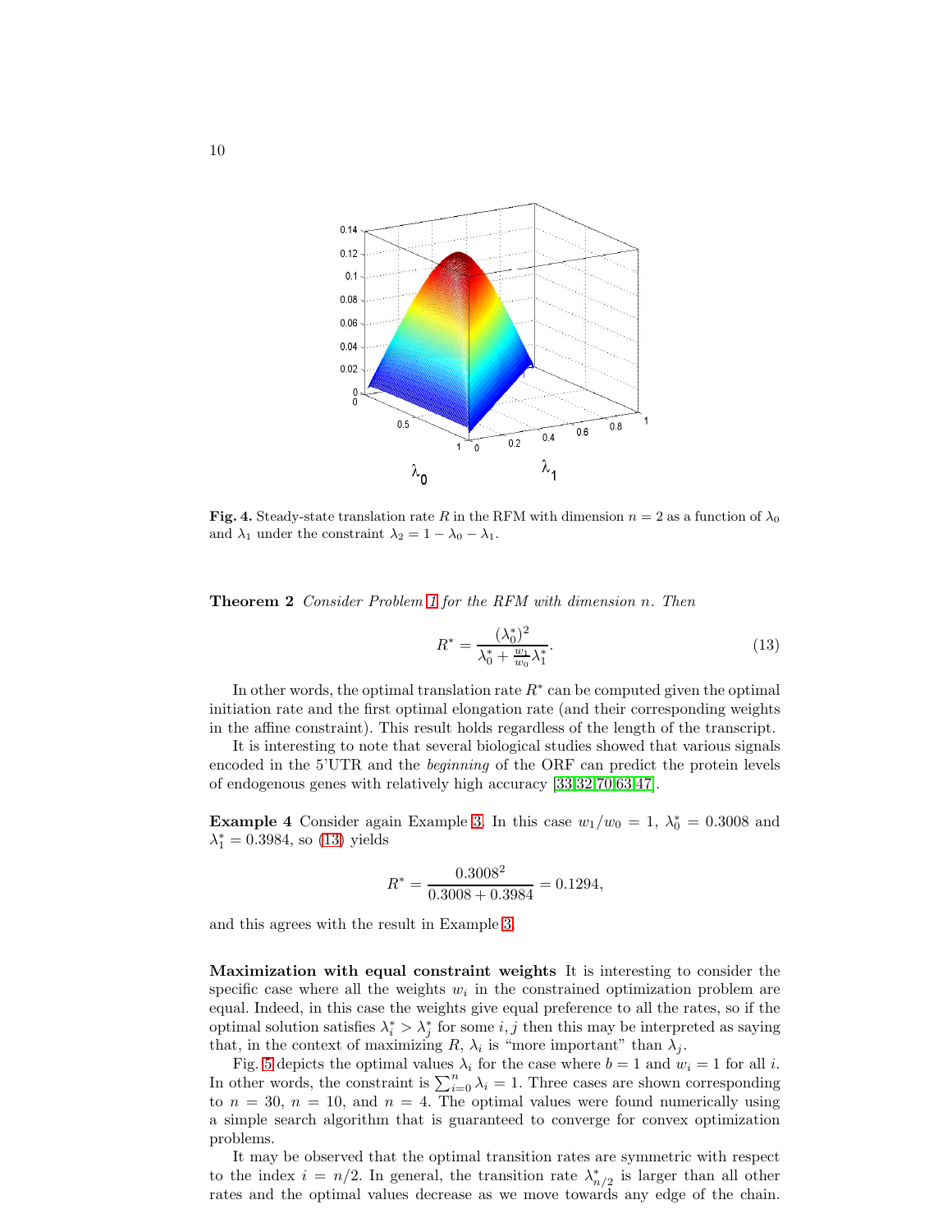**Fig. 4.** Steady-state translation rate $R$ in the RFM with dimension $n = 2$ as a function of $\lambda_0$ and $\lambda_1$ under the constraint $\lambda_2 = 1 - \lambda_0 - \lambda_1$.

**Theorem 2** *Consider Problem 1 for the RFM with dimension $n$. Then*

$$R^* = \frac{(\lambda_0^*)^2}{\lambda_0^* + \frac{w_1}{w_0}\lambda_1^*}. \tag{13}$$

In other words, the optimal translation rate $R^*$ can be computed given the optimal initiation rate and the first optimal elongation rate (and their corresponding weights in the affine constraint). This result holds regardless of the length of the transcript.

It is interesting to note that several biological studies showed that various signals encoded in the 5'UTR and the *beginning* of the ORF can predict the protein levels of endogenous genes with relatively high accuracy [33,32,70,63,47].

**Example 4** Consider again Example 3. In this case $w_1/w_0 = 1$, $\lambda_0^* = 0.3008$ and $\lambda_1^* = 0.3984$, so (13) yields

$$R^* = \frac{0.3008^2}{0.3008 + 0.3984} = 0.1294,$$

and this agrees with the result in Example 3.

**Maximization with equal constraint weights** It is interesting to consider the specific case where all the weights $w_i$ in the constrained optimization problem are equal. Indeed, in this case the weights give equal preference to all the rates, so if the optimal solution satisfies $\lambda_i^* > \lambda_j^*$ for some $i, j$ then this may be interpreted as saying that, in the context of maximizing $R$, $\lambda_i$ is "more important" than $\lambda_j$.

Fig. 5 depicts the optimal values $\lambda_i$ for the case where $b = 1$ and $w_i = 1$ for all $i$. In other words, the constraint is $\sum_{i=0}^{n} \lambda_i = 1$. Three cases are shown corresponding to $n = 30$, $n = 10$, and $n = 4$. The optimal values were found numerically using a simple search algorithm that is guaranteed to converge for convex optimization problems.

It may be observed that the optimal transition rates are symmetric with respect to the index $i = n/2$. In general, the transition rate $\lambda_{n/2}^*$ is larger than all other rates and the optimal values decrease as we move towards any edge of the chain.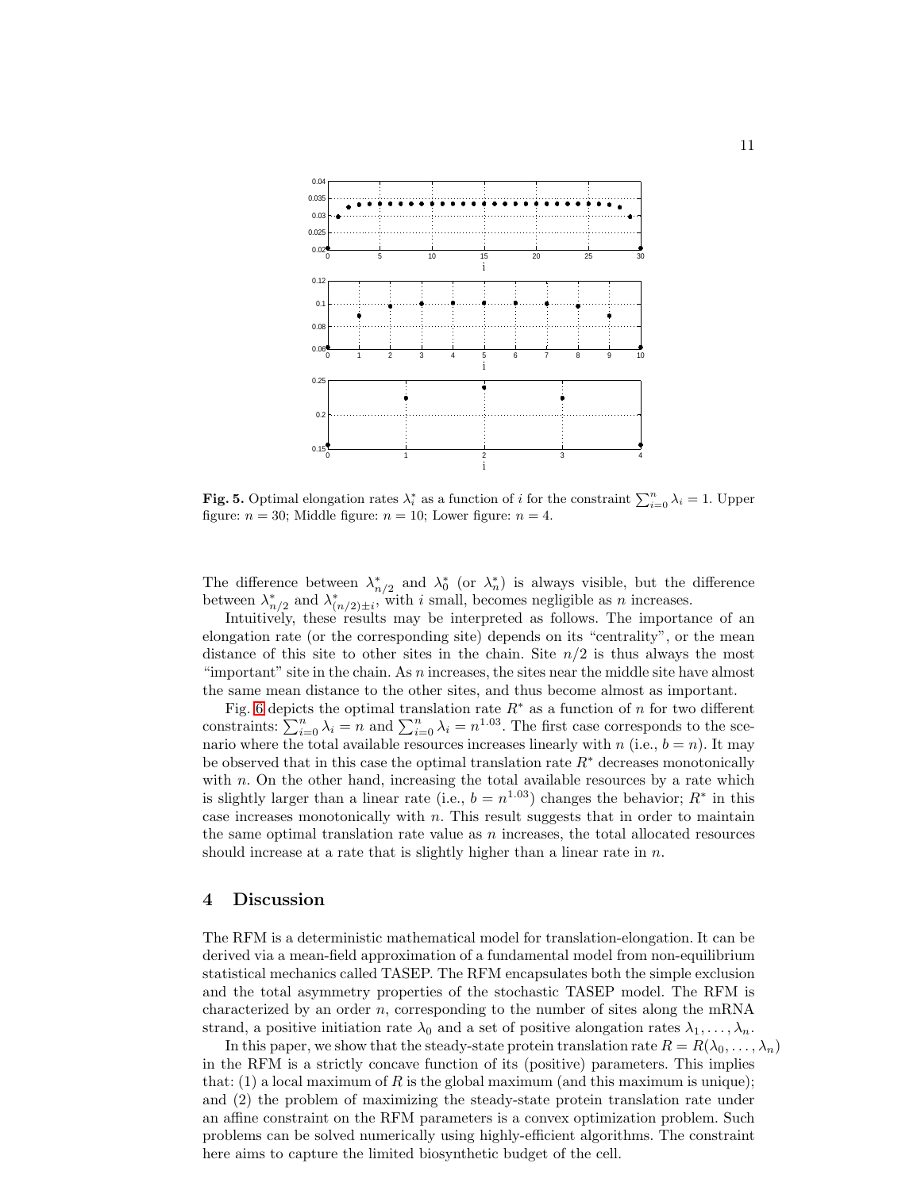**Fig. 5.** Optimal elongation rates $\lambda_i^*$ as a function of $i$ for the constraint $\sum_{i=0}^{n} \lambda_i = 1$. Upper figure: $n = 30$; Middle figure: $n = 10$; Lower figure: $n = 4$.

The difference between $\lambda_{n/2}^*$ and $\lambda_0^*$ (or $\lambda_n^*$) is always visible, but the difference between $\lambda_{n/2}^*$ and $\lambda_{(n/2)\pm i}^*$, with $i$ small, becomes negligible as $n$ increases.

Intuitively, these results may be interpreted as follows. The importance of an elongation rate (or the corresponding site) depends on its "centrality", or the mean distance of this site to other sites in the chain. Site $n/2$ is thus always the most "important" site in the chain. As $n$ increases, the sites near the middle site have almost the same mean distance to the other sites, and thus become almost as important.

Fig. 6 depicts the optimal translation rate $R^*$ as a function of $n$ for two different constraints: $\sum_{i=0}^{n} \lambda_i = n$ and $\sum_{i=0}^{n} \lambda_i = n^{1.03}$. The first case corresponds to the scenario where the total available resources increases linearly with $n$ (i.e., $b = n$). It may be observed that in this case the optimal translation rate $R^*$ decreases monotonically with $n$. On the other hand, increasing the total available resources by a rate which is slightly larger than a linear rate (i.e., $b = n^{1.03}$) changes the behavior; $R^*$ in this case increases monotonically with $n$. This result suggests that in order to maintain the same optimal translation rate value as $n$ increases, the total allocated resources should increase at a rate that is slightly higher than a linear rate in $n$.

## 4 Discussion

The RFM is a deterministic mathematical model for translation-elongation. It can be derived via a mean-field approximation of a fundamental model from non-equilibrium statistical mechanics called TASEP. The RFM encapsulates both the simple exclusion and the total asymmetry properties of the stochastic TASEP model. The RFM is characterized by an order $n$, corresponding to the number of sites along the mRNA strand, a positive initiation rate $\lambda_0$ and a set of positive alongation rates $\lambda_1, \ldots, \lambda_n$.

In this paper, we show that the steady-state protein translation rate $R = R(\lambda_0, \ldots, \lambda_n)$ in the RFM is a strictly concave function of its (positive) parameters. This implies that: (1) a local maximum of $R$ is the global maximum (and this maximum is unique); and (2) the problem of maximizing the steady-state protein translation rate under an affine constraint on the RFM parameters is a convex optimization problem. Such problems can be solved numerically using highly-efficient algorithms. The constraint here aims to capture the limited biosynthetic budget of the cell.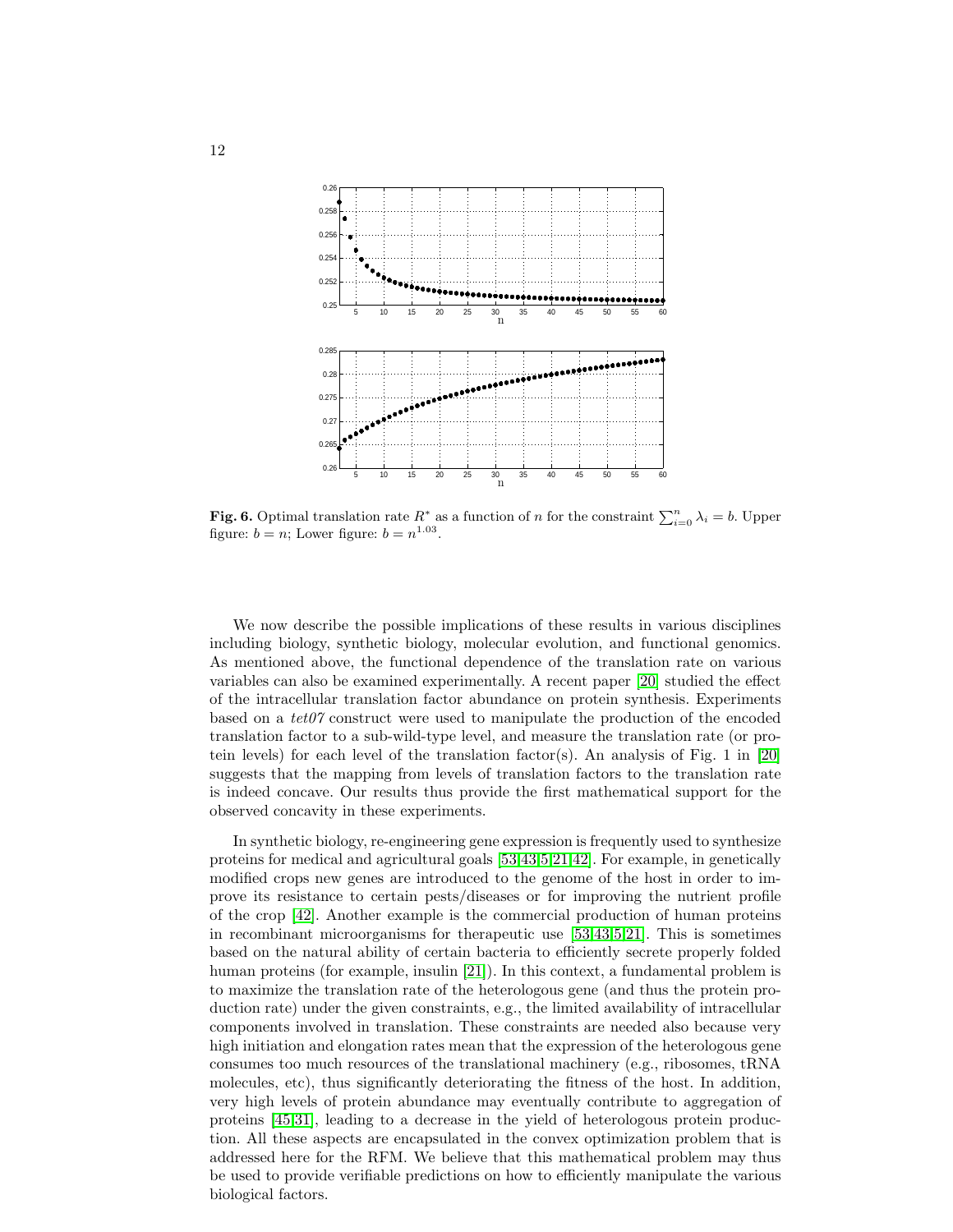**Fig. 6.** Optimal translation rate $R^*$ as a function of $n$ for the constraint $\sum_{i=0}^{n} \lambda_i = b$. Upper figure: $b = n$; Lower figure: $b = n^{1.03}$.

We now describe the possible implications of these results in various disciplines including biology, synthetic biology, molecular evolution, and functional genomics. As mentioned above, the functional dependence of the translation rate on various variables can also be examined experimentally. A recent paper [20] studied the effect of the intracellular translation factor abundance on protein synthesis. Experiments based on a *tet07* construct were used to manipulate the production of the encoded translation factor to a sub-wild-type level, and measure the translation rate (or protein levels) for each level of the translation factor(s). An analysis of Fig. 1 in [20] suggests that the mapping from levels of translation factors to the translation rate is indeed concave. Our results thus provide the first mathematical support for the observed concavity in these experiments.

In synthetic biology, re-engineering gene expression is frequently used to synthesize proteins for medical and agricultural goals [53,43,5,21,42]. For example, in genetically modified crops new genes are introduced to the genome of the host in order to improve its resistance to certain pests/diseases or for improving the nutrient profile of the crop [42]. Another example is the commercial production of human proteins in recombinant microorganisms for therapeutic use [53,43,5,21]. This is sometimes based on the natural ability of certain bacteria to efficiently secrete properly folded human proteins (for example, insulin [21]). In this context, a fundamental problem is to maximize the translation rate of the heterologous gene (and thus the protein production rate) under the given constraints, e.g., the limited availability of intracellular components involved in translation. These constraints are needed also because very high initiation and elongation rates mean that the expression of the heterologous gene consumes too much resources of the translational machinery (e.g., ribosomes, tRNA molecules, etc), thus significantly deteriorating the fitness of the host. In addition, very high levels of protein abundance may eventually contribute to aggregation of proteins [45,31], leading to a decrease in the yield of heterologous protein production. All these aspects are encapsulated in the convex optimization problem that is addressed here for the RFM. We believe that this mathematical problem may thus be used to provide verifiable predictions on how to efficiently manipulate the various biological factors.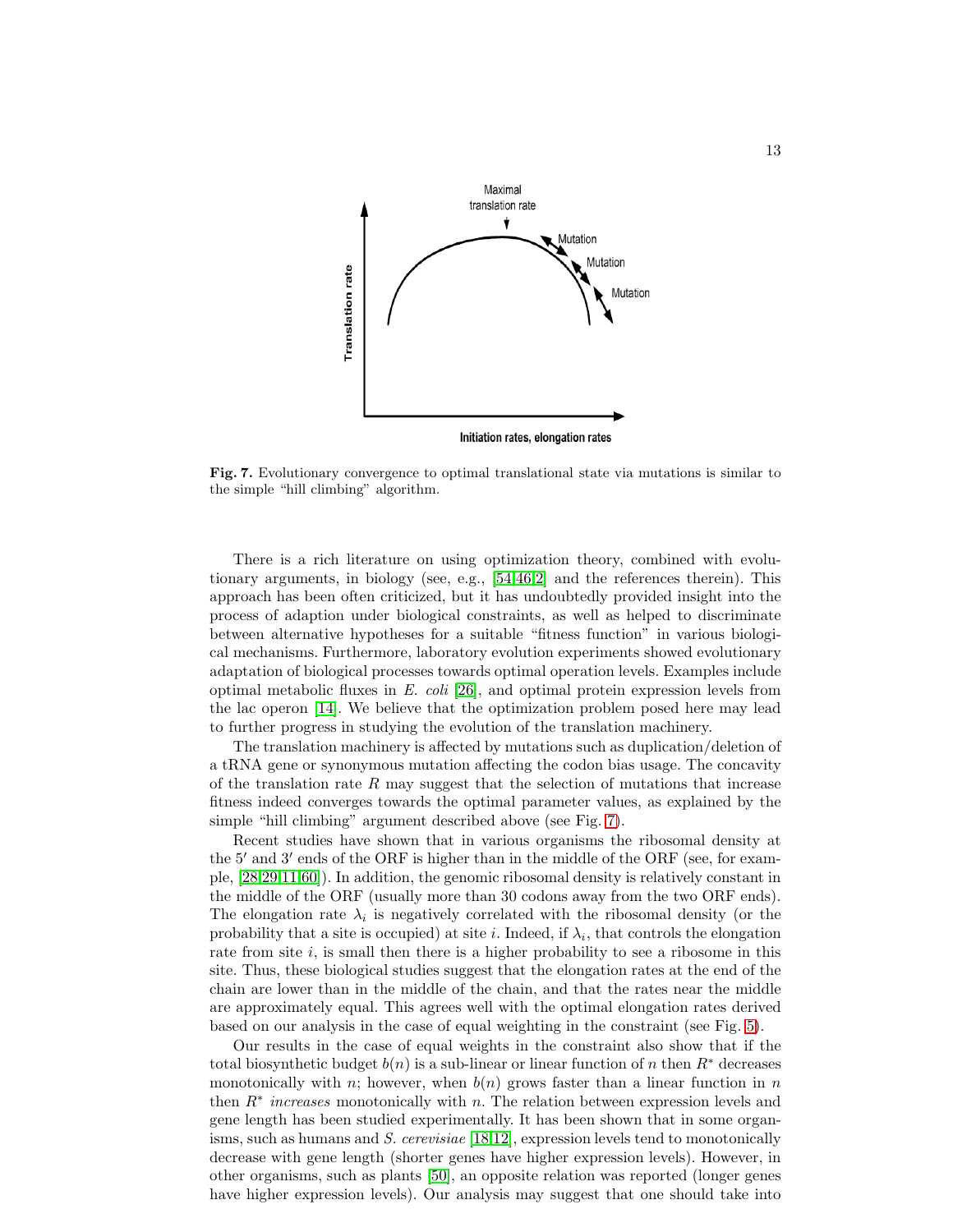Fig. 7. Evolutionary convergence to optimal translational state via mutations is similar to the simple "hill climbing" algorithm.

There is a rich literature on using optimization theory, combined with evolutionary arguments, in biology (see, e.g., [54,46,2] and the references therein). This approach has been often criticized, but it has undoubtedly provided insight into the process of adaption under biological constraints, as well as helped to discriminate between alternative hypotheses for a suitable "fitness function" in various biological mechanisms. Furthermore, laboratory evolution experiments showed evolutionary adaptation of biological processes towards optimal operation levels. Examples include optimal metabolic fluxes in *E. coli* [26], and optimal protein expression levels from the lac operon [14]. We believe that the optimization problem posed here may lead to further progress in studying the evolution of the translation machinery.

The translation machinery is affected by mutations such as duplication/deletion of a tRNA gene or synonymous mutation affecting the codon bias usage. The concavity of the translation rate $R$ may suggest that the selection of mutations that increase fitness indeed converges towards the optimal parameter values, as explained by the simple "hill climbing" argument described above (see Fig. 7).

Recent studies have shown that in various organisms the ribosomal density at the $5'$ and $3'$ ends of the ORF is higher than in the middle of the ORF (see, for example, [28,29,11,60]). In addition, the genomic ribosomal density is relatively constant in the middle of the ORF (usually more than 30 codons away from the two ORF ends). The elongation rate $\lambda_i$ is negatively correlated with the ribosomal density (or the probability that a site is occupied) at site $i$. Indeed, if $\lambda_i$, that controls the elongation rate from site $i$, is small then there is a higher probability to see a ribosome in this site. Thus, these biological studies suggest that the elongation rates at the end of the chain are lower than in the middle of the chain, and that the rates near the middle are approximately equal. This agrees well with the optimal elongation rates derived based on our analysis in the case of equal weighting in the constraint (see Fig. 5).

Our results in the case of equal weights in the constraint also show that if the total biosynthetic budget $b(n)$ is a sub-linear or linear function of $n$ then $R^*$ decreases monotonically with $n$; however, when $b(n)$ grows faster than a linear function in $n$ then $R^*$ *increases* monotonically with $n$. The relation between expression levels and gene length has been studied experimentally. It has been shown that in some organisms, such as humans and *S. cerevisiae* [18,12], expression levels tend to monotonically decrease with gene length (shorter genes have higher expression levels). However, in other organisms, such as plants [50], an opposite relation was reported (longer genes have higher expression levels). Our analysis may suggest that one should take into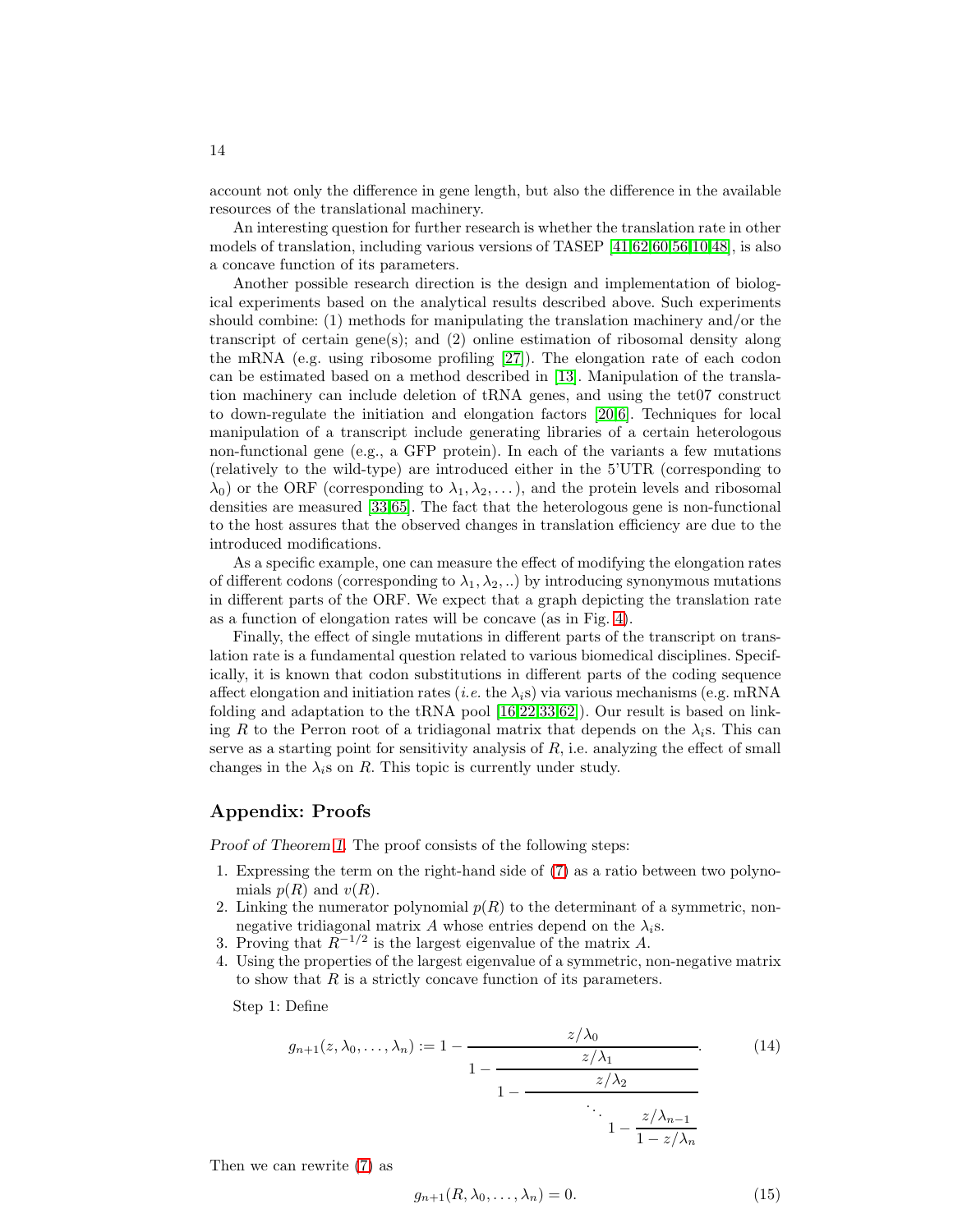account not only the difference in gene length, but also the difference in the available resources of the translational machinery.

An interesting question for further research is whether the translation rate in other models of translation, including various versions of TASEP [41,62,60,56,10,48], is also a concave function of its parameters.

Another possible research direction is the design and implementation of biological experiments based on the analytical results described above. Such experiments should combine: (1) methods for manipulating the translation machinery and/or the transcript of certain gene(s); and (2) online estimation of ribosomal density along the mRNA (e.g. using ribosome profiling [27]). The elongation rate of each codon can be estimated based on a method described in [13]. Manipulation of the translation machinery can include deletion of tRNA genes, and using the tet07 construct to down-regulate the initiation and elongation factors [20,6]. Techniques for local manipulation of a transcript include generating libraries of a certain heterologous non-functional gene (e.g., a GFP protein). In each of the variants a few mutations (relatively to the wild-type) are introduced either in the 5'UTR (corresponding to $\lambda_0$) or the ORF (corresponding to $\lambda_1, \lambda_2, \dots$), and the protein levels and ribosomal densities are measured [33,65]. The fact that the heterologous gene is non-functional to the host assures that the observed changes in translation efficiency are due to the introduced modifications.

As a specific example, one can measure the effect of modifying the elongation rates of different codons (corresponding to $\lambda_1, \lambda_2, ..$) by introducing synonymous mutations in different parts of the ORF. We expect that a graph depicting the translation rate as a function of elongation rates will be concave (as in Fig. 4).

Finally, the effect of single mutations in different parts of the transcript on translation rate is a fundamental question related to various biomedical disciplines. Specifically, it is known that codon substitutions in different parts of the coding sequence affect elongation and initiation rates (*i.e.* the $\lambda_i$s) via various mechanisms (e.g. mRNA folding and adaptation to the tRNA pool [16,22,33,62]). Our result is based on linking $R$ to the Perron root of a tridiagonal matrix that depends on the $\lambda_i$s. This can serve as a starting point for sensitivity analysis of $R$, i.e. analyzing the effect of small changes in the $\lambda_i$s on $R$. This topic is currently under study.

## Appendix: Proofs

*Proof of Theorem 1.* The proof consists of the following steps:

1. Expressing the term on the right-hand side of (7) as a ratio between two polynomials $p(R)$ and $v(R)$.
2. Linking the numerator polynomial $p(R)$ to the determinant of a symmetric, non-negative tridiagonal matrix $A$ whose entries depend on the $\lambda_i$s.
3. Proving that $R^{-1/2}$ is the largest eigenvalue of the matrix $A$.
4. Using the properties of the largest eigenvalue of a symmetric, non-negative matrix to show that $R$ is a strictly concave function of its parameters.

Step 1: Define

$$g_{n+1}(z, \lambda_0, \dots, \lambda_n) := 1 - \cfrac{z/\lambda_0}{1 - \cfrac{z/\lambda_1}{1 - \cfrac{z/\lambda_2}{\ddots \; 1 - \cfrac{z/\lambda_{n-1}}{1 - z/\lambda_n}}}}. \tag{14}$$

Then we can rewrite (7) as

$$g_{n+1}(R, \lambda_0, \dots, \lambda_n) = 0. \tag{15}$$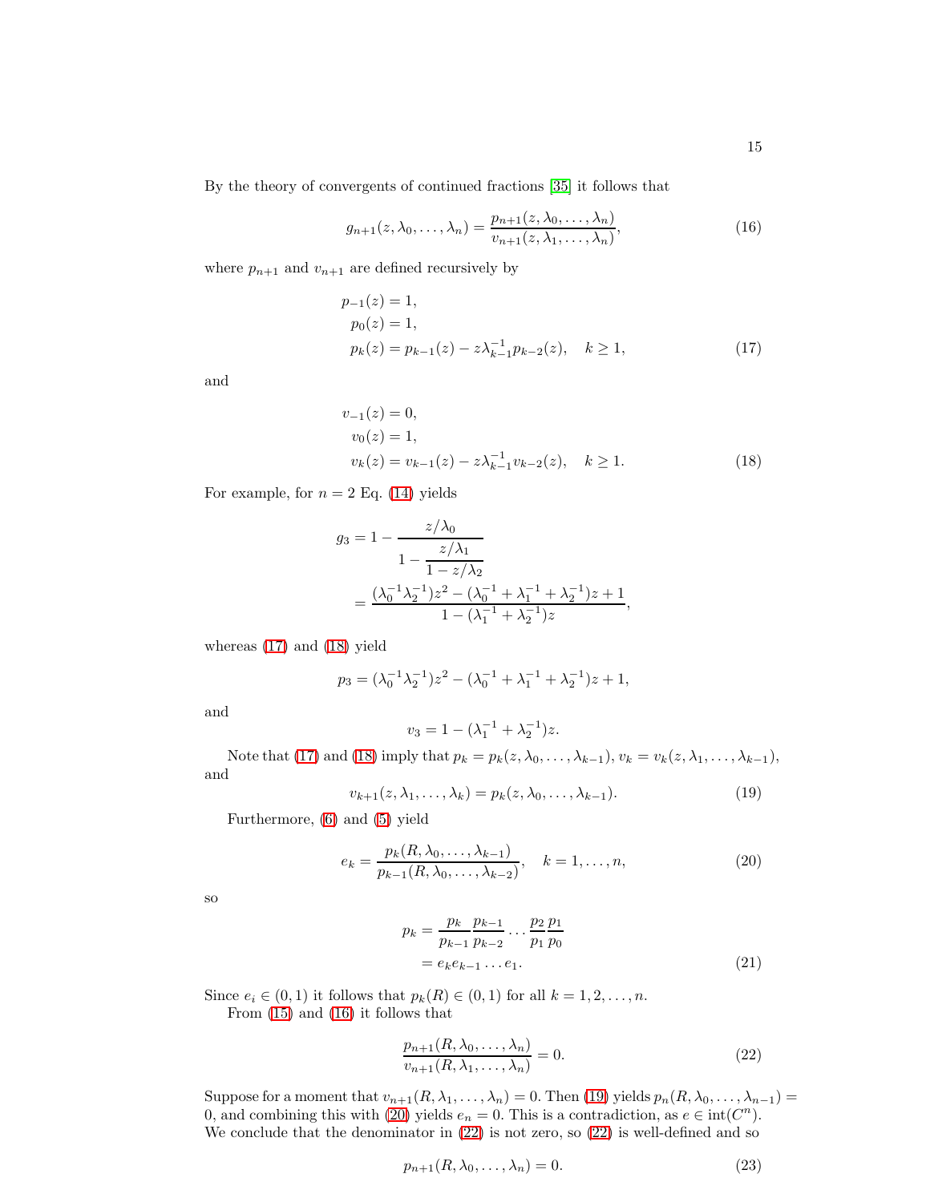By the theory of convergents of continued fractions [35] it follows that

$$g_{n+1}(z, \lambda_0, \ldots, \lambda_n) = \frac{p_{n+1}(z, \lambda_0, \ldots, \lambda_n)}{v_{n+1}(z, \lambda_1, \ldots, \lambda_n)}, \tag{16}$$

where $p_{n+1}$ and $v_{n+1}$ are defined recursively by

$$\begin{aligned} p_{-1}(z) &= 1, \\ p_0(z) &= 1, \\ p_k(z) &= p_{k-1}(z) - z\lambda_{k-1}^{-1} p_{k-2}(z), \quad k \geq 1, \end{aligned} \tag{17}$$

and

$$\begin{aligned} v_{-1}(z) &= 0, \\ v_0(z) &= 1, \\ v_k(z) &= v_{k-1}(z) - z\lambda_{k-1}^{-1} v_{k-2}(z), \quad k \geq 1. \end{aligned} \tag{18}$$

For example, for $n = 2$ Eq. (14) yields

$$\begin{aligned} g_3 &= 1 - \cfrac{z/\lambda_0}{1 - \cfrac{z/\lambda_1}{1 - z/\lambda_2}} \\ &= \frac{(\lambda_0^{-1}\lambda_2^{-1})z^2 - (\lambda_0^{-1} + \lambda_1^{-1} + \lambda_2^{-1})z + 1}{1 - (\lambda_1^{-1} + \lambda_2^{-1})z}, \end{aligned}$$

whereas (17) and (18) yield

$$p_3 = (\lambda_0^{-1}\lambda_2^{-1})z^2 - (\lambda_0^{-1} + \lambda_1^{-1} + \lambda_2^{-1})z + 1,$$

and

$$v_3 = 1 - (\lambda_1^{-1} + \lambda_2^{-1})z.$$

Note that (17) and (18) imply that $p_k = p_k(z, \lambda_0, \ldots, \lambda_{k-1})$, $v_k = v_k(z, \lambda_1, \ldots, \lambda_{k-1})$, and

$$v_{k+1}(z, \lambda_1, \ldots, \lambda_k) = p_k(z, \lambda_0, \ldots, \lambda_{k-1}). \tag{19}$$

Furthermore, (6) and (5) yield

$$e_k = \frac{p_k(R, \lambda_0, \ldots, \lambda_{k-1})}{p_{k-1}(R, \lambda_0, \ldots, \lambda_{k-2})}, \quad k = 1, \ldots, n, \tag{20}$$

so

$$\begin{aligned} p_k &= \frac{p_k}{p_{k-1}} \frac{p_{k-1}}{p_{k-2}} \cdots \frac{p_2}{p_1} \frac{p_1}{p_0} \\ &= e_k e_{k-1} \ldots e_1. \end{aligned} \tag{21}$$

Since $e_i \in (0, 1)$ it follows that $p_k(R) \in (0, 1)$ for all $k = 1, 2, \ldots, n$.

From (15) and (16) it follows that

$$\frac{p_{n+1}(R, \lambda_0, \ldots, \lambda_n)}{v_{n+1}(R, \lambda_1, \ldots, \lambda_n)} = 0. \tag{22}$$

Suppose for a moment that $v_{n+1}(R, \lambda_1, \ldots, \lambda_n) = 0$. Then (19) yields $p_n(R, \lambda_0, \ldots, \lambda_{n-1}) = 0$, and combining this with (20) yields $e_n = 0$. This is a contradiction, as $e \in \text{int}(C^n)$. We conclude that the denominator in (22) is not zero, so (22) is well-defined and so

$$p_{n+1}(R, \lambda_0, \ldots, \lambda_n) = 0. \tag{23}$$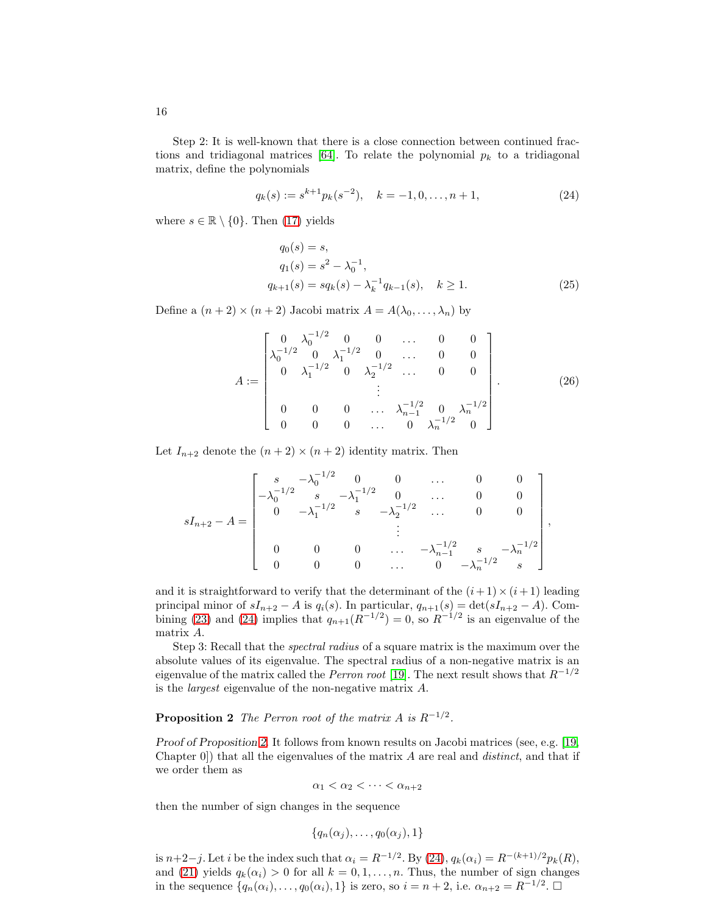Step 2: It is well-known that there is a close connection between continued fractions and tridiagonal matrices [64]. To relate the polynomial $p_k$ to a tridiagonal matrix, define the polynomials

$$q_k(s) := s^{k+1} p_k(s^{-2}), \quad k = -1, 0, \dots, n+1, \tag{24}$$

where $s \in \mathbb{R} \setminus \{0\}$. Then (17) yields

$$\begin{aligned}
q_0(s) &= s, \\
q_1(s) &= s^2 - \lambda_0^{-1}, \\
q_{k+1}(s) &= s q_k(s) - \lambda_k^{-1} q_{k-1}(s), \quad k \geq 1.
\end{aligned} \tag{25}$$

Define a $(n+2) \times (n+2)$ Jacobi matrix $A = A(\lambda_0, \dots, \lambda_n)$ by

$$A := \begin{bmatrix} 0 & \lambda_0^{-1/2} & 0 & 0 & \dots & 0 & 0 \\ \lambda_0^{-1/2} & 0 & \lambda_1^{-1/2} & 0 & \dots & 0 & 0 \\ 0 & \lambda_1^{-1/2} & 0 & \lambda_2^{-1/2} & \dots & 0 & 0 \\ & & & \vdots & & & \\ 0 & 0 & 0 & \dots & \lambda_{n-1}^{-1/2} & 0 & \lambda_n^{-1/2} \\ 0 & 0 & 0 & \dots & 0 & \lambda_n^{-1/2} & 0 \end{bmatrix}. \tag{26}$$

Let $I_{n+2}$ denote the $(n+2) \times (n+2)$ identity matrix. Then

$$sI_{n+2} - A = \begin{bmatrix} s & -\lambda_0^{-1/2} & 0 & 0 & \dots & 0 & 0 \\ -\lambda_0^{-1/2} & s & -\lambda_1^{-1/2} & 0 & \dots & 0 & 0 \\ 0 & -\lambda_1^{-1/2} & s & -\lambda_2^{-1/2} & \dots & 0 & 0 \\ & & & \vdots & & & \\ 0 & 0 & 0 & \dots & -\lambda_{n-1}^{-1/2} & s & -\lambda_n^{-1/2} \\ 0 & 0 & 0 & \dots & 0 & -\lambda_n^{-1/2} & s \end{bmatrix},$$

and it is straightforward to verify that the determinant of the $(i+1) \times (i+1)$ leading principal minor of $sI_{n+2} - A$ is $q_i(s)$. In particular, $q_{n+1}(s) = \det(sI_{n+2} - A)$. Combining (23) and (24) implies that $q_{n+1}(R^{-1/2}) = 0$, so $R^{-1/2}$ is an eigenvalue of the matrix $A$.

Step 3: Recall that the *spectral radius* of a square matrix is the maximum over the absolute values of its eigenvalue. The spectral radius of a non-negative matrix is an eigenvalue of the matrix called the *Perron root* [19]. The next result shows that $R^{-1/2}$ is the *largest* eigenvalue of the non-negative matrix $A$.

**Proposition 2** *The Perron root of the matrix $A$ is $R^{-1/2}$.*

*Proof of Proposition 2.* It follows from known results on Jacobi matrices (see, e.g. [19, Chapter 0]) that all the eigenvalues of the matrix $A$ are real and *distinct*, and that if we order them as

$$\alpha_1 < \alpha_2 < \dots < \alpha_{n+2}$$

then the number of sign changes in the sequence

$$\{q_n(\alpha_j), \dots, q_0(\alpha_j), 1\}$$

is $n+2-j$. Let $i$ be the index such that $\alpha_i = R^{-1/2}$. By (24), $q_k(\alpha_i) = R^{-(k+1)/2} p_k(R)$, and (21) yields $q_k(\alpha_i) > 0$ for all $k = 0, 1, \dots, n$. Thus, the number of sign changes in the sequence $\{q_n(\alpha_i), \dots, q_0(\alpha_i), 1\}$ is zero, so $i = n+2$, i.e. $\alpha_{n+2} = R^{-1/2}$. □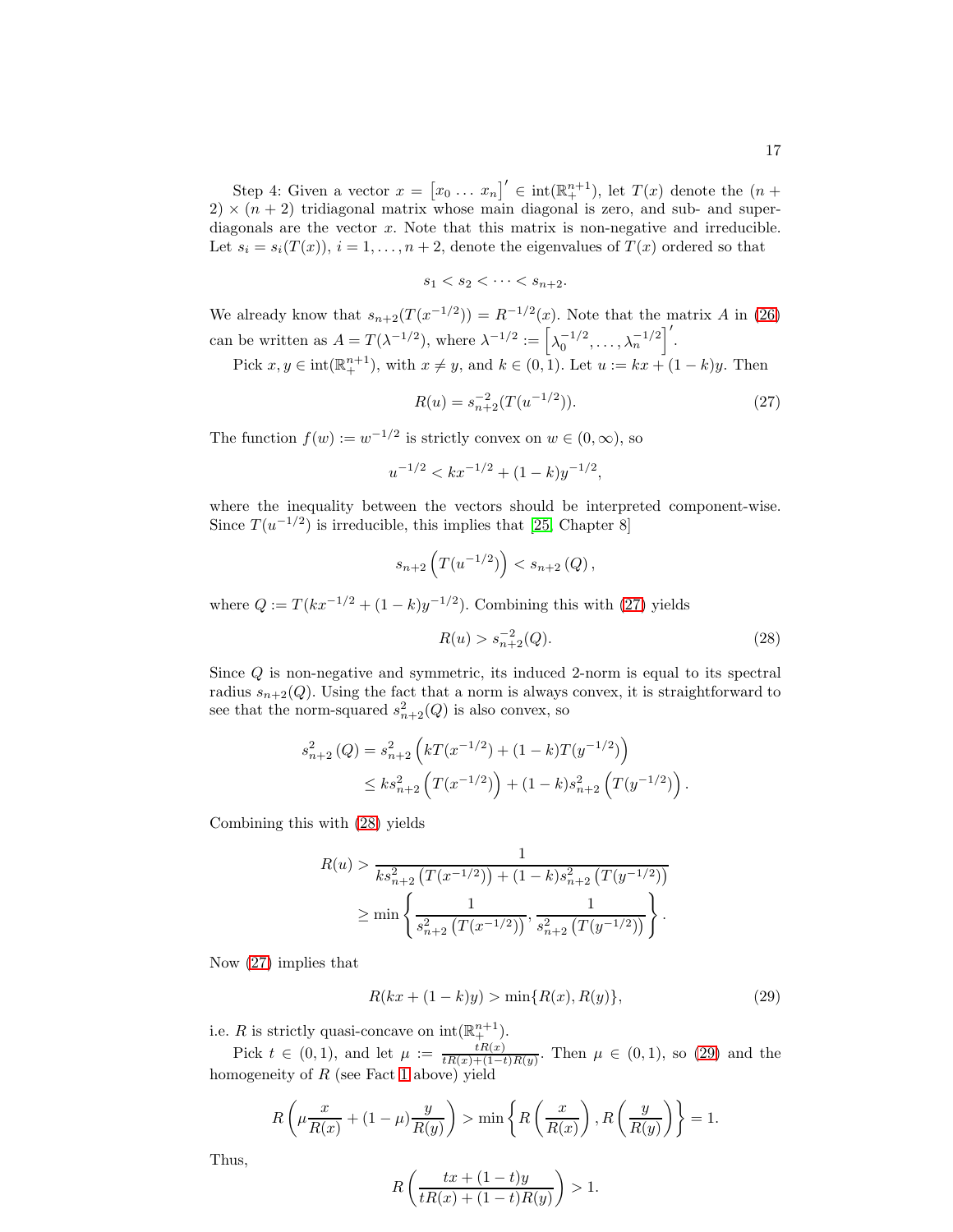Step 4: Given a vector $x = \begin{bmatrix} x_0 \dots x_n \end{bmatrix}' \in \text{int}(\mathbb{R}_+^{n+1})$, let $T(x)$ denote the $(n+2) \times (n+2)$ tridiagonal matrix whose main diagonal is zero, and sub- and super-diagonals are the vector $x$. Note that this matrix is non-negative and irreducible. Let $s_i = s_i(T(x))$, $i = 1, \dots, n+2$, denote the eigenvalues of $T(x)$ ordered so that

$$s_1 < s_2 < \dots < s_{n+2}.$$

We already know that $s_{n+2}(T(x^{-1/2})) = R^{-1/2}(x)$. Note that the matrix $A$ in (26) can be written as $A = T(\lambda^{-1/2})$, where $\lambda^{-1/2} := \begin{bmatrix} \lambda_0^{-1/2}, \dots, \lambda_n^{-1/2} \end{bmatrix}'$.

Pick $x, y \in \text{int}(\mathbb{R}_+^{n+1})$, with $x \neq y$, and $k \in (0, 1)$. Let $u := kx + (1-k)y$. Then

$$R(u) = s_{n+2}^{-2}(T(u^{-1/2})). \tag{27}$$

The function $f(w) := w^{-1/2}$ is strictly convex on $w \in (0, \infty)$, so

$$u^{-1/2} < kx^{-1/2} + (1-k)y^{-1/2},$$

where the inequality between the vectors should be interpreted component-wise. Since $T(u^{-1/2})$ is irreducible, this implies that [25, Chapter 8]

$$s_{n+2}\left(T(u^{-1/2})\right) < s_{n+2}\left(Q\right),$$

where $Q := T(kx^{-1/2} + (1-k)y^{-1/2})$. Combining this with (27) yields

$$R(u) > s_{n+2}^{-2}(Q). \tag{28}$$

Since $Q$ is non-negative and symmetric, its induced 2-norm is equal to its spectral radius $s_{n+2}(Q)$. Using the fact that a norm is always convex, it is straightforward to see that the norm-squared $s_{n+2}^2(Q)$ is also convex, so

$$\begin{aligned} s_{n+2}^2\left(Q\right) &= s_{n+2}^2\left(kT(x^{-1/2}) + (1-k)T(y^{-1/2})\right) \\ &\leq ks_{n+2}^2\left(T(x^{-1/2})\right) + (1-k)s_{n+2}^2\left(T(y^{-1/2})\right). \end{aligned}$$

Combining this with (28) yields

$$\begin{aligned} R(u) &> \frac{1}{ks_{n+2}^2\left(T(x^{-1/2})\right) + (1-k)s_{n+2}^2\left(T(y^{-1/2})\right)} \\ &\geq \min\left\{\frac{1}{s_{n+2}^2\left(T(x^{-1/2})\right)}, \frac{1}{s_{n+2}^2\left(T(y^{-1/2})\right)}\right\}. \end{aligned}$$

Now (27) implies that

$$R(kx + (1-k)y) > \min\{R(x), R(y)\}, \tag{29}$$

i.e. $R$ is strictly quasi-concave on $\text{int}(\mathbb{R}_+^{n+1})$.

Pick $t \in (0, 1)$, and let $\mu := \frac{tR(x)}{tR(x)+(1-t)R(y)}$. Then $\mu \in (0, 1)$, so (29) and the homogeneity of $R$ (see Fact 1 above) yield

$$R\left(\mu\frac{x}{R(x)} + (1-\mu)\frac{y}{R(y)}\right) > \min\left\{R\left(\frac{x}{R(x)}\right), R\left(\frac{y}{R(y)}\right)\right\} = 1.$$

Thus,

$$R\left(\frac{tx + (1-t)y}{tR(x) + (1-t)R(y)}\right) > 1.$$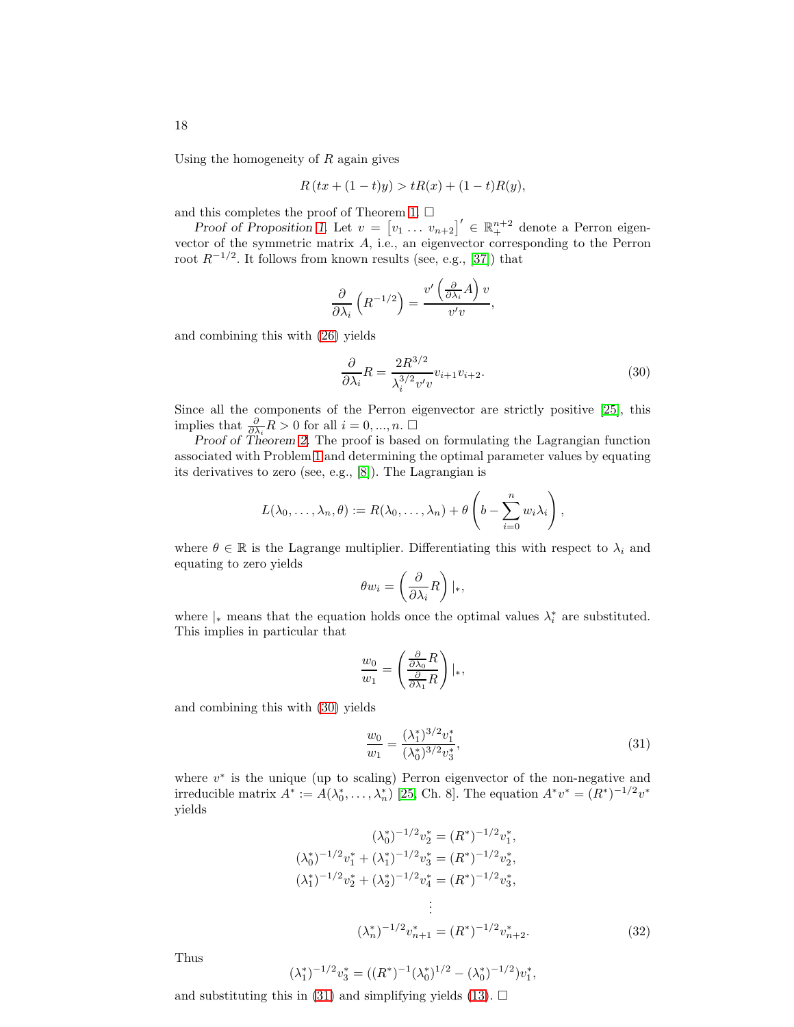Using the homogeneity of $R$ again gives

$$R\left(tx + (1-t)y\right) > tR(x) + (1-t)R(y),$$

and this completes the proof of Theorem 1. $\square$

*Proof of Proposition 1.* Let $v = \begin{bmatrix} v_1 \dots v_{n+2} \end{bmatrix}' \in \mathbb{R}_+^{n+2}$ denote a Perron eigenvector of the symmetric matrix $A$, i.e., an eigenvector corresponding to the Perron root $R^{-1/2}$. It follows from known results (see, e.g., [37]) that

$$\frac{\partial}{\partial \lambda_i}\left(R^{-1/2}\right) = \frac{v'\left(\frac{\partial}{\partial \lambda_i}A\right)v}{v'v},$$

and combining this with (26) yields

$$\frac{\partial}{\partial \lambda_i}R = \frac{2R^{3/2}}{\lambda_i^{3/2}v'v}v_{i+1}v_{i+2}. \tag{30}$$

Since all the components of the Perron eigenvector are strictly positive [25], this implies that $\frac{\partial}{\partial \lambda_i}R > 0$ for all $i = 0, ..., n$. $\square$

*Proof of Theorem 2.* The proof is based on formulating the Lagrangian function associated with Problem 1 and determining the optimal parameter values by equating its derivatives to zero (see, e.g., [8]). The Lagrangian is

$$L(\lambda_0, \dots, \lambda_n, \theta) := R(\lambda_0, \dots, \lambda_n) + \theta\left(b - \sum_{i=0}^{n} w_i \lambda_i\right),$$

where $\theta \in \mathbb{R}$ is the Lagrange multiplier. Differentiating this with respect to $\lambda_i$ and equating to zero yields

$$\theta w_i = \left(\frac{\partial}{\partial \lambda_i}R\right)|_*,$$

where $|_*$ means that the equation holds once the optimal values $\lambda_i^*$ are substituted. This implies in particular that

$$\frac{w_0}{w_1} = \left(\frac{\frac{\partial}{\partial \lambda_0}R}{\frac{\partial}{\partial \lambda_1}R}\right)|_*,$$

and combining this with (30) yields

$$\frac{w_0}{w_1} = \frac{(\lambda_1^*)^{3/2}v_1^*}{(\lambda_0^*)^{3/2}v_3^*}, \tag{31}$$

where $v^*$ is the unique (up to scaling) Perron eigenvector of the non-negative and irreducible matrix $A^* := A(\lambda_0^*, \dots, \lambda_n^*)$ [25, Ch. 8]. The equation $A^*v^* = (R^*)^{-1/2}v^*$ yields

$$\begin{aligned}
(\lambda_0^*)^{-1/2}v_2^* &= (R^*)^{-1/2}v_1^*, \\
(\lambda_0^*)^{-1/2}v_1^* + (\lambda_1^*)^{-1/2}v_3^* &= (R^*)^{-1/2}v_2^*, \\
(\lambda_1^*)^{-1/2}v_2^* + (\lambda_2^*)^{-1/2}v_4^* &= (R^*)^{-1/2}v_3^*, \\
&\vdots \\
(\lambda_n^*)^{-1/2}v_{n+1}^* &= (R^*)^{-1/2}v_{n+2}^*.
\end{aligned} \tag{32}$$

Thus

$$(\lambda_1^*)^{-1/2}v_3^* = ((R^*)^{-1}(\lambda_0^*)^{1/2} - (\lambda_0^*)^{-1/2})v_1^*,$$

and substituting this in (31) and simplifying yields (13). $\square$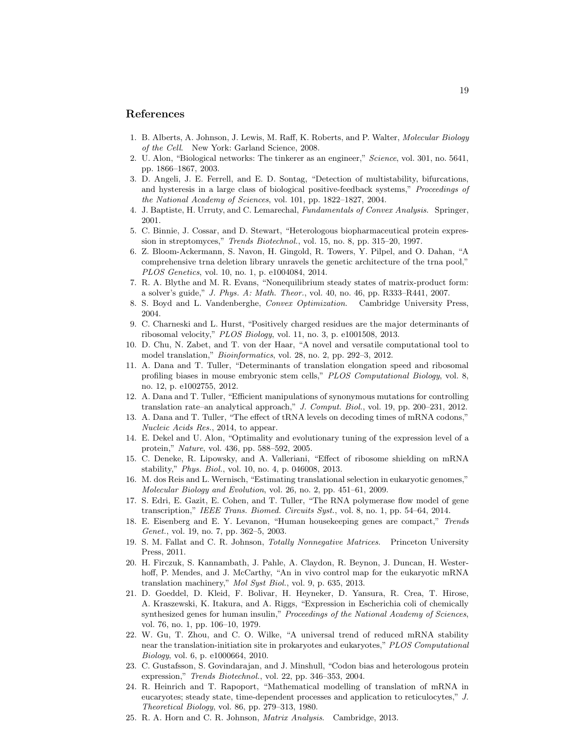## References

1. B. Alberts, A. Johnson, J. Lewis, M. Raff, K. Roberts, and P. Walter, *Molecular Biology of the Cell*. New York: Garland Science, 2008.
2. U. Alon, "Biological networks: The tinkerer as an engineer," *Science*, vol. 301, no. 5641, pp. 1866–1867, 2003.
3. D. Angeli, J. E. Ferrell, and E. D. Sontag, "Detection of multistability, bifurcations, and hysteresis in a large class of biological positive-feedback systems," *Proceedings of the National Academy of Sciences*, vol. 101, pp. 1822–1827, 2004.
4. J. Baptiste, H. Urruty, and C. Lemarechal, *Fundamentals of Convex Analysis*. Springer, 2001.
5. C. Binnie, J. Cossar, and D. Stewart, "Heterologous biopharmaceutical protein expression in streptomyces," *Trends Biotechnol.*, vol. 15, no. 8, pp. 315–20, 1997.
6. Z. Bloom-Ackermann, S. Navon, H. Gingold, R. Towers, Y. Pilpel, and O. Dahan, "A comprehensive trna deletion library unravels the genetic architecture of the trna pool," *PLOS Genetics*, vol. 10, no. 1, p. e1004084, 2014.
7. R. A. Blythe and M. R. Evans, "Nonequilibrium steady states of matrix-product form: a solver's guide," *J. Phys. A: Math. Theor.*, vol. 40, no. 46, pp. R333–R441, 2007.
8. S. Boyd and L. Vandenberghe, *Convex Optimization*. Cambridge University Press, 2004.
9. C. Charneski and L. Hurst, "Positively charged residues are the major determinants of ribosomal velocity," *PLOS Biology*, vol. 11, no. 3, p. e1001508, 2013.
10. D. Chu, N. Zabet, and T. von der Haar, "A novel and versatile computational tool to model translation," *Bioinformatics*, vol. 28, no. 2, pp. 292–3, 2012.
11. A. Dana and T. Tuller, "Determinants of translation elongation speed and ribosomal profiling biases in mouse embryonic stem cells," *PLOS Computational Biology*, vol. 8, no. 12, p. e1002755, 2012.
12. A. Dana and T. Tuller, "Efficient manipulations of synonymous mutations for controlling translation rate–an analytical approach," *J. Comput. Biol.*, vol. 19, pp. 200–231, 2012.
13. A. Dana and T. Tuller, "The effect of tRNA levels on decoding times of mRNA codons," *Nucleic Acids Res.*, 2014, to appear.
14. E. Dekel and U. Alon, "Optimality and evolutionary tuning of the expression level of a protein," *Nature*, vol. 436, pp. 588–592, 2005.
15. C. Deneke, R. Lipowsky, and A. Valleriani, "Effect of ribosome shielding on mRNA stability," *Phys. Biol.*, vol. 10, no. 4, p. 046008, 2013.
16. M. dos Reis and L. Wernisch, "Estimating translational selection in eukaryotic genomes," *Molecular Biology and Evolution*, vol. 26, no. 2, pp. 451–61, 2009.
17. S. Edri, E. Gazit, E. Cohen, and T. Tuller, "The RNA polymerase flow model of gene transcription," *IEEE Trans. Biomed. Circuits Syst.*, vol. 8, no. 1, pp. 54–64, 2014.
18. E. Eisenberg and E. Y. Levanon, "Human housekeeping genes are compact," *Trends Genet.*, vol. 19, no. 7, pp. 362–5, 2003.
19. S. M. Fallat and C. R. Johnson, *Totally Nonnegative Matrices*. Princeton University Press, 2011.
20. H. Firczuk, S. Kannambath, J. Pahle, A. Claydon, R. Beynon, J. Duncan, H. Westerhoff, P. Mendes, and J. McCarthy, "An in vivo control map for the eukaryotic mRNA translation machinery," *Mol Syst Biol.*, vol. 9, p. 635, 2013.
21. D. Goeddel, D. Kleid, F. Bolivar, H. Heyneker, D. Yansura, R. Crea, T. Hirose, A. Kraszewski, K. Itakura, and A. Riggs, "Expression in Escherichia coli of chemically synthesized genes for human insulin," *Proceedings of the National Academy of Sciences*, vol. 76, no. 1, pp. 106–10, 1979.
22. W. Gu, T. Zhou, and C. O. Wilke, "A universal trend of reduced mRNA stability near the translation-initiation site in prokaryotes and eukaryotes," *PLOS Computational Biology*, vol. 6, p. e1000664, 2010.
23. C. Gustafsson, S. Govindarajan, and J. Minshull, "Codon bias and heterologous protein expression," *Trends Biotechnol.*, vol. 22, pp. 346–353, 2004.
24. R. Heinrich and T. Rapoport, "Mathematical modelling of translation of mRNA in eucaryotes; steady state, time-dependent processes and application to reticulocytes," *J. Theoretical Biology*, vol. 86, pp. 279–313, 1980.
25. R. A. Horn and C. R. Johnson, *Matrix Analysis*. Cambridge, 2013.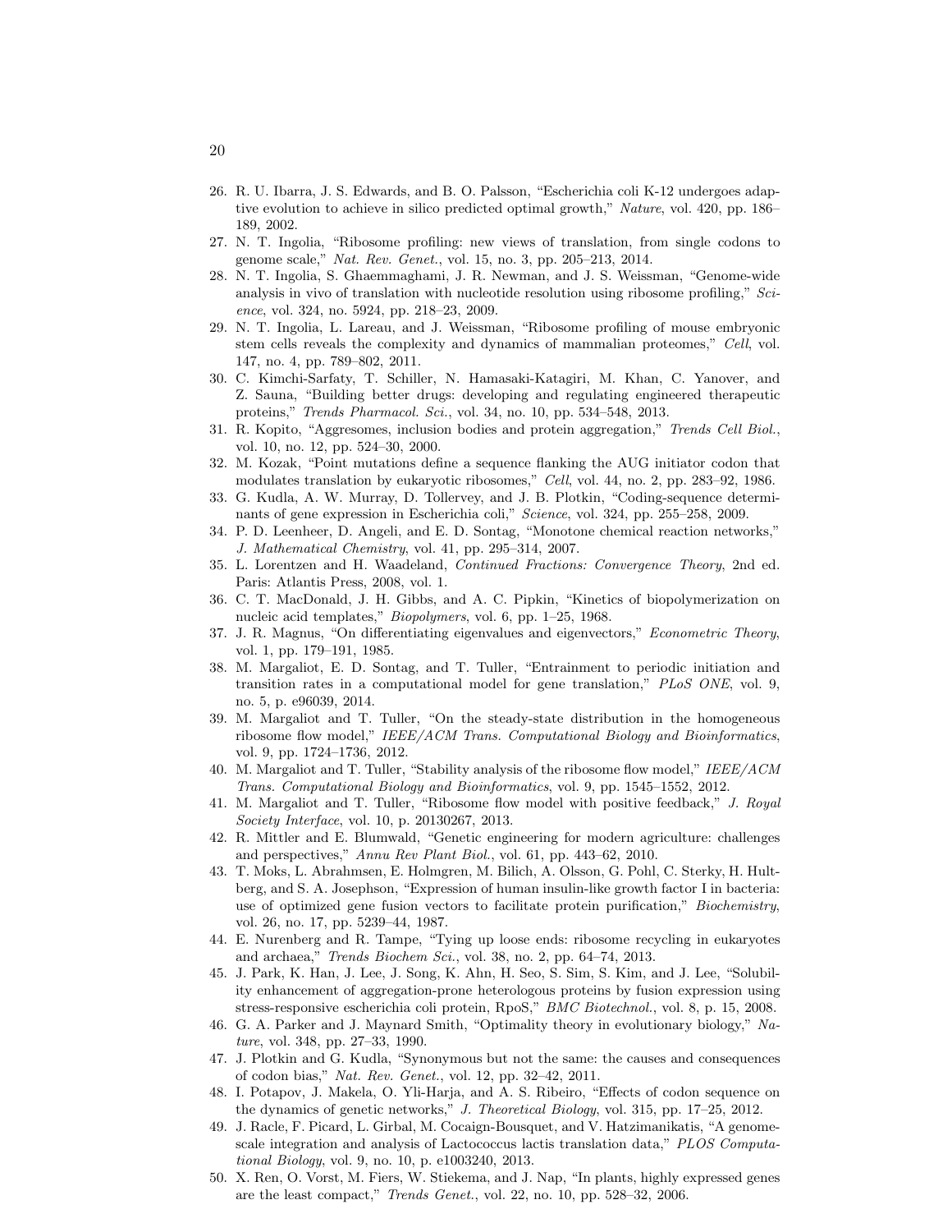26. R. U. Ibarra, J. S. Edwards, and B. O. Palsson, "Escherichia coli K-12 undergoes adaptive evolution to achieve in silico predicted optimal growth," *Nature*, vol. 420, pp. 186–189, 2002.
27. N. T. Ingolia, "Ribosome profiling: new views of translation, from single codons to genome scale," *Nat. Rev. Genet.*, vol. 15, no. 3, pp. 205–213, 2014.
28. N. T. Ingolia, S. Ghaemmaghami, J. R. Newman, and J. S. Weissman, "Genome-wide analysis in vivo of translation with nucleotide resolution using ribosome profiling," *Science*, vol. 324, no. 5924, pp. 218–23, 2009.
29. N. T. Ingolia, L. Lareau, and J. Weissman, "Ribosome profiling of mouse embryonic stem cells reveals the complexity and dynamics of mammalian proteomes," *Cell*, vol. 147, no. 4, pp. 789–802, 2011.
30. C. Kimchi-Sarfaty, T. Schiller, N. Hamasaki-Katagiri, M. Khan, C. Yanover, and Z. Sauna, "Building better drugs: developing and regulating engineered therapeutic proteins," *Trends Pharmacol. Sci.*, vol. 34, no. 10, pp. 534–548, 2013.
31. R. Kopito, "Aggresomes, inclusion bodies and protein aggregation," *Trends Cell Biol.*, vol. 10, no. 12, pp. 524–30, 2000.
32. M. Kozak, "Point mutations define a sequence flanking the AUG initiator codon that modulates translation by eukaryotic ribosomes," *Cell*, vol. 44, no. 2, pp. 283–92, 1986.
33. G. Kudla, A. W. Murray, D. Tollervey, and J. B. Plotkin, "Coding-sequence determinants of gene expression in Escherichia coli," *Science*, vol. 324, pp. 255–258, 2009.
34. P. D. Leenheer, D. Angeli, and E. D. Sontag, "Monotone chemical reaction networks," *J. Mathematical Chemistry*, vol. 41, pp. 295–314, 2007.
35. L. Lorentzen and H. Waadeland, *Continued Fractions: Convergence Theory*, 2nd ed. Paris: Atlantis Press, 2008, vol. 1.
36. C. T. MacDonald, J. H. Gibbs, and A. C. Pipkin, "Kinetics of biopolymerization on nucleic acid templates," *Biopolymers*, vol. 6, pp. 1–25, 1968.
37. J. R. Magnus, "On differentiating eigenvalues and eigenvectors," *Econometric Theory*, vol. 1, pp. 179–191, 1985.
38. M. Margaliot, E. D. Sontag, and T. Tuller, "Entrainment to periodic initiation and transition rates in a computational model for gene translation," *PLoS ONE*, vol. 9, no. 5, p. e96039, 2014.
39. M. Margaliot and T. Tuller, "On the steady-state distribution in the homogeneous ribosome flow model," *IEEE/ACM Trans. Computational Biology and Bioinformatics*, vol. 9, pp. 1724–1736, 2012.
40. M. Margaliot and T. Tuller, "Stability analysis of the ribosome flow model," *IEEE/ACM Trans. Computational Biology and Bioinformatics*, vol. 9, pp. 1545–1552, 2012.
41. M. Margaliot and T. Tuller, "Ribosome flow model with positive feedback," *J. Royal Society Interface*, vol. 10, p. 20130267, 2013.
42. R. Mittler and E. Blumwald, "Genetic engineering for modern agriculture: challenges and perspectives," *Annu Rev Plant Biol.*, vol. 61, pp. 443–62, 2010.
43. T. Moks, L. Abrahmsen, E. Holmgren, M. Bilich, A. Olsson, G. Pohl, C. Sterky, H. Hultberg, and S. A. Josephson, "Expression of human insulin-like growth factor I in bacteria: use of optimized gene fusion vectors to facilitate protein purification," *Biochemistry*, vol. 26, no. 17, pp. 5239–44, 1987.
44. E. Nurenberg and R. Tampe, "Tying up loose ends: ribosome recycling in eukaryotes and archaea," *Trends Biochem Sci.*, vol. 38, no. 2, pp. 64–74, 2013.
45. J. Park, K. Han, J. Lee, J. Song, K. Ahn, H. Seo, S. Sim, S. Kim, and J. Lee, "Solubility enhancement of aggregation-prone heterologous proteins by fusion expression using stress-responsive escherichia coli protein, RpoS," *BMC Biotechnol.*, vol. 8, p. 15, 2008.
46. G. A. Parker and J. Maynard Smith, "Optimality theory in evolutionary biology," *Nature*, vol. 348, pp. 27–33, 1990.
47. J. Plotkin and G. Kudla, "Synonymous but not the same: the causes and consequences of codon bias," *Nat. Rev. Genet.*, vol. 12, pp. 32–42, 2011.
48. I. Potapov, J. Makela, O. Yli-Harja, and A. S. Ribeiro, "Effects of codon sequence on the dynamics of genetic networks," *J. Theoretical Biology*, vol. 315, pp. 17–25, 2012.
49. J. Racle, F. Picard, L. Girbal, M. Cocaign-Bousquet, and V. Hatzimanikatis, "A genome-scale integration and analysis of Lactococcus lactis translation data," *PLOS Computational Biology*, vol. 9, no. 10, p. e1003240, 2013.
50. X. Ren, O. Vorst, M. Fiers, W. Stiekema, and J. Nap, "In plants, highly expressed genes are the least compact," *Trends Genet.*, vol. 22, no. 10, pp. 528–32, 2006.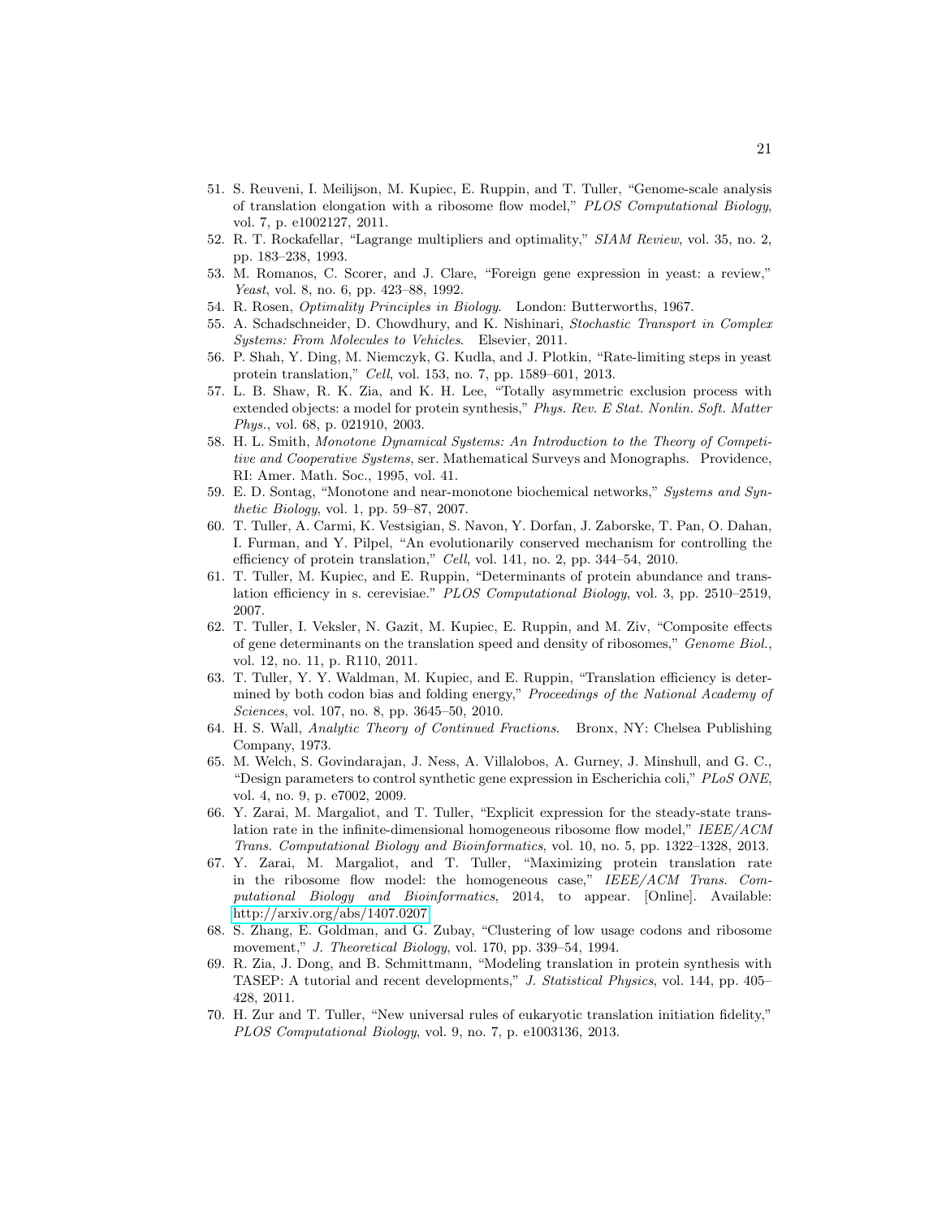51. S. Reuveni, I. Meilijson, M. Kupiec, E. Ruppin, and T. Tuller, "Genome-scale analysis of translation elongation with a ribosome flow model," *PLOS Computational Biology*, vol. 7, p. e1002127, 2011.
52. R. T. Rockafellar, "Lagrange multipliers and optimality," *SIAM Review*, vol. 35, no. 2, pp. 183–238, 1993.
53. M. Romanos, C. Scorer, and J. Clare, "Foreign gene expression in yeast: a review," *Yeast*, vol. 8, no. 6, pp. 423–88, 1992.
54. R. Rosen, *Optimality Principles in Biology*. London: Butterworths, 1967.
55. A. Schadschneider, D. Chowdhury, and K. Nishinari, *Stochastic Transport in Complex Systems: From Molecules to Vehicles*. Elsevier, 2011.
56. P. Shah, Y. Ding, M. Niemczyk, G. Kudla, and J. Plotkin, "Rate-limiting steps in yeast protein translation," *Cell*, vol. 153, no. 7, pp. 1589–601, 2013.
57. L. B. Shaw, R. K. Zia, and K. H. Lee, "Totally asymmetric exclusion process with extended objects: a model for protein synthesis," *Phys. Rev. E Stat. Nonlin. Soft. Matter Phys.*, vol. 68, p. 021910, 2003.
58. H. L. Smith, *Monotone Dynamical Systems: An Introduction to the Theory of Competitive and Cooperative Systems*, ser. Mathematical Surveys and Monographs. Providence, RI: Amer. Math. Soc., 1995, vol. 41.
59. E. D. Sontag, "Monotone and near-monotone biochemical networks," *Systems and Synthetic Biology*, vol. 1, pp. 59–87, 2007.
60. T. Tuller, A. Carmi, K. Vestsigian, S. Navon, Y. Dorfan, J. Zaborske, T. Pan, O. Dahan, I. Furman, and Y. Pilpel, "An evolutionarily conserved mechanism for controlling the efficiency of protein translation," *Cell*, vol. 141, no. 2, pp. 344–54, 2010.
61. T. Tuller, M. Kupiec, and E. Ruppin, "Determinants of protein abundance and translation efficiency in s. cerevisiae." *PLOS Computational Biology*, vol. 3, pp. 2510–2519, 2007.
62. T. Tuller, I. Veksler, N. Gazit, M. Kupiec, E. Ruppin, and M. Ziv, "Composite effects of gene determinants on the translation speed and density of ribosomes," *Genome Biol.*, vol. 12, no. 11, p. R110, 2011.
63. T. Tuller, Y. Y. Waldman, M. Kupiec, and E. Ruppin, "Translation efficiency is determined by both codon bias and folding energy," *Proceedings of the National Academy of Sciences*, vol. 107, no. 8, pp. 3645–50, 2010.
64. H. S. Wall, *Analytic Theory of Continued Fractions*. Bronx, NY: Chelsea Publishing Company, 1973.
65. M. Welch, S. Govindarajan, J. Ness, A. Villalobos, A. Gurney, J. Minshull, and G. C., "Design parameters to control synthetic gene expression in Escherichia coli," *PLoS ONE*, vol. 4, no. 9, p. e7002, 2009.
66. Y. Zarai, M. Margaliot, and T. Tuller, "Explicit expression for the steady-state translation rate in the infinite-dimensional homogeneous ribosome flow model," *IEEE/ACM Trans. Computational Biology and Bioinformatics*, vol. 10, no. 5, pp. 1322–1328, 2013.
67. Y. Zarai, M. Margaliot, and T. Tuller, "Maximizing protein translation rate in the ribosome flow model: the homogeneous case," *IEEE/ACM Trans. Computational Biology and Bioinformatics*, 2014, to appear. [Online]. Available: http://arxiv.org/abs/1407.0207
68. S. Zhang, E. Goldman, and G. Zubay, "Clustering of low usage codons and ribosome movement," *J. Theoretical Biology*, vol. 170, pp. 339–54, 1994.
69. R. Zia, J. Dong, and B. Schmittmann, "Modeling translation in protein synthesis with TASEP: A tutorial and recent developments," *J. Statistical Physics*, vol. 144, pp. 405–428, 2011.
70. H. Zur and T. Tuller, "New universal rules of eukaryotic translation initiation fidelity," *PLOS Computational Biology*, vol. 9, no. 7, p. e1003136, 2013.